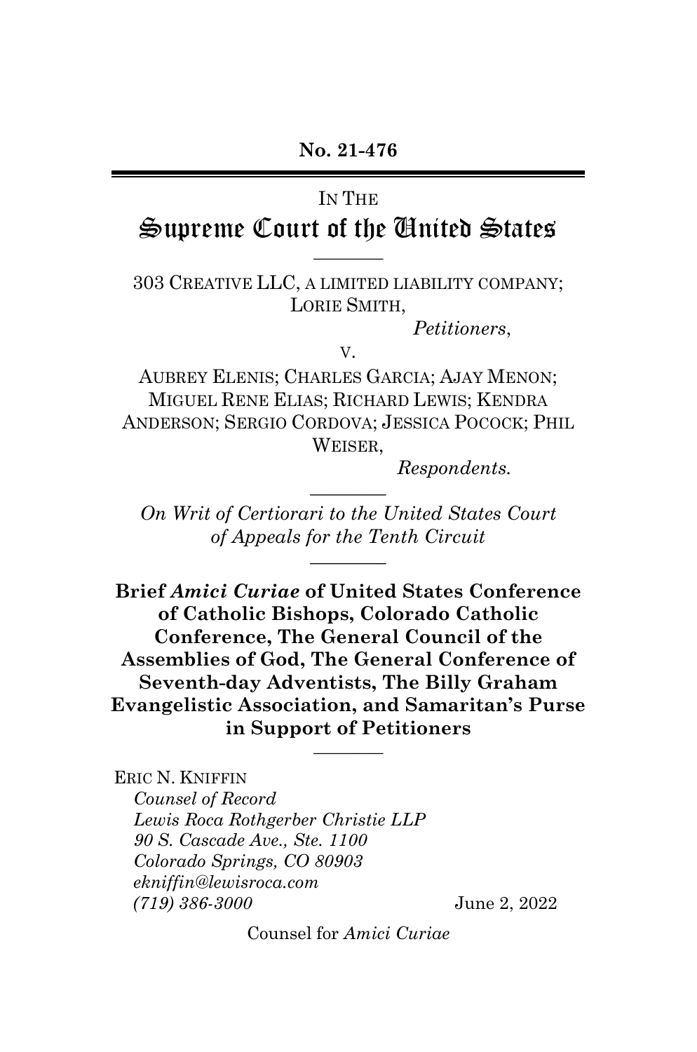**No. 21-476**

IN THE

# Supreme Court of the United States

---

303 CREATIVE LLC, A LIMITED LIABILITY COMPANY; LORIE SMITH,

*Petitioners*,

V.

AUBREY ELENIS; CHARLES GARCIA; AJAY MENON; MIGUEL RENE ELIAS; RICHARD LEWIS; KENDRA ANDERSON; SERGIO CORDOVA; JESSICA POCOCK; PHIL WEISER,

*Respondents.*

---

*On Writ of Certiorari to the United States Court of Appeals for the Tenth Circuit*

---

**Brief *Amici Curiae* of United States Conference of Catholic Bishops, Colorado Catholic Conference, The General Council of the Assemblies of God, The General Conference of Seventh-day Adventists, The Billy Graham Evangelistic Association, and Samaritan's Purse in Support of Petitioners**

---

ERIC N. KNIFFIN
*Counsel of Record*
*Lewis Roca Rothgerber Christie LLP*
*90 S. Cascade Ave., Ste. 1100*
*Colorado Springs, CO 80903*
*ekniffin@lewisroca.com*
*(719) 386-3000*

June 2, 2022

Counsel for *Amici Curiae*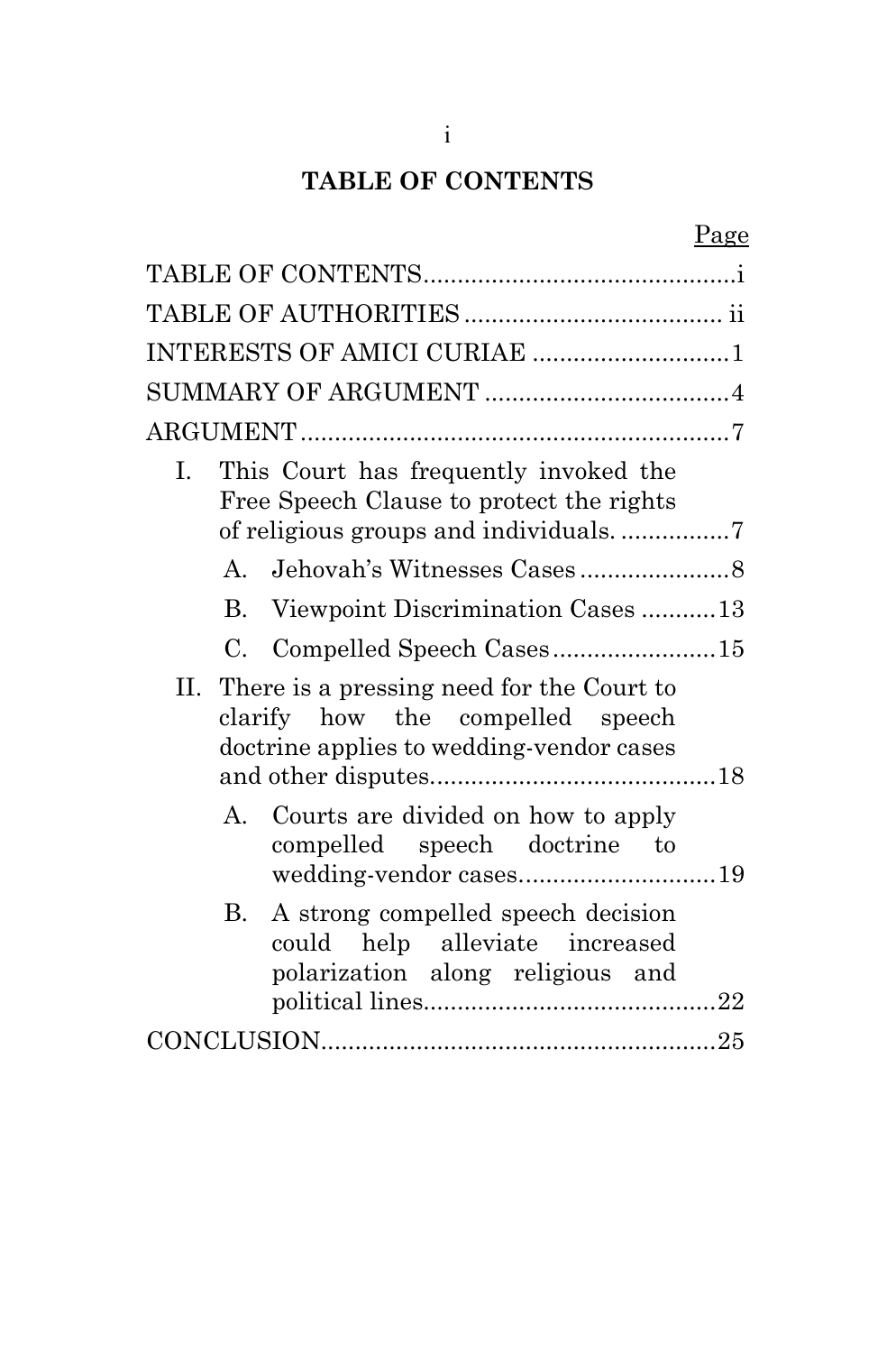# TABLE OF CONTENTS

| | Page |
|---|---|
| TABLE OF CONTENTS | i |
| TABLE OF AUTHORITIES | ii |
| INTERESTS OF AMICI CURIAE | 1 |
| SUMMARY OF ARGUMENT | 4 |
| ARGUMENT | 7 |
| I. This Court has frequently invoked the Free Speech Clause to protect the rights of religious groups and individuals. | 7 |
| A. Jehovah's Witnesses Cases | 8 |
| B. Viewpoint Discrimination Cases | 13 |
| C. Compelled Speech Cases | 15 |
| II. There is a pressing need for the Court to clarify how the compelled speech doctrine applies to wedding-vendor cases and other disputes. | 18 |
| A. Courts are divided on how to apply compelled speech doctrine to wedding-vendor cases. | 19 |
| B. A strong compelled speech decision could help alleviate increased polarization along religious and political lines. | 22 |
| CONCLUSION | 25 |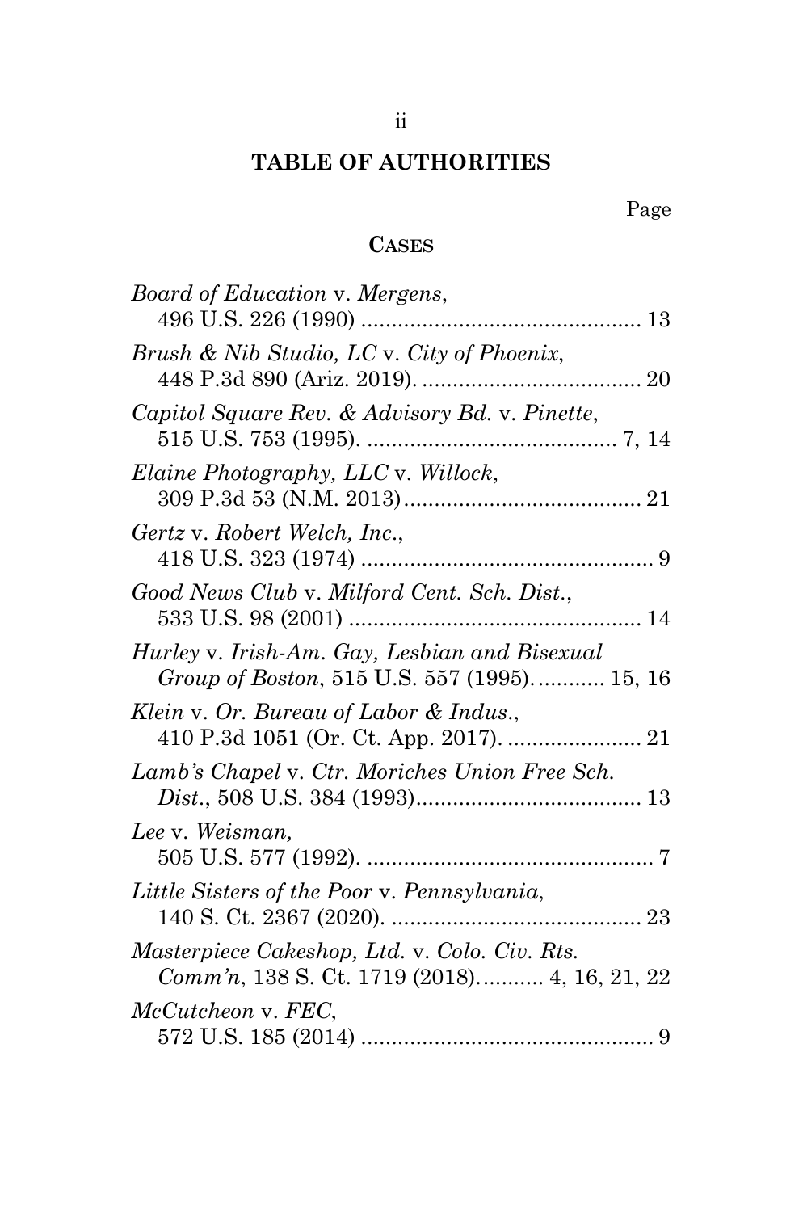# TABLE OF AUTHORITIES

Page

## CASES

*Board of Education* v. *Mergens*, 496 U.S. 226 (1990) .............................................. 13

*Brush & Nib Studio, LC* v. *City of Phoenix*, 448 P.3d 890 (Ariz. 2019). .................................... 20

*Capitol Square Rev. & Advisory Bd.* v. *Pinette*, 515 U.S. 753 (1995). ......................................... 7, 14

*Elaine Photography, LLC* v. *Willock*, 309 P.3d 53 (N.M. 2013)....................................... 21

*Gertz* v. *Robert Welch, Inc.*, 418 U.S. 323 (1974) ................................................ 9

*Good News Club* v. *Milford Cent. Sch. Dist.*, 533 U.S. 98 (2001) ................................................ 14

*Hurley* v. *Irish-Am. Gay, Lesbian and Bisexual Group of Boston*, 515 U.S. 557 (1995)........... 15, 16

*Klein* v. *Or. Bureau of Labor & Indus.*, 410 P.3d 1051 (Or. Ct. App. 2017). ...................... 21

*Lamb's Chapel* v. *Ctr. Moriches Union Free Sch. Dist.*, 508 U.S. 384 (1993)..................................... 13

*Lee* v. *Weisman,* 505 U.S. 577 (1992). ................................................ 7

*Little Sisters of the Poor* v. *Pennsylvania*, 140 S. Ct. 2367 (2020). ......................................... 23

*Masterpiece Cakeshop, Ltd.* v. *Colo. Civ. Rts. Comm'n*, 138 S. Ct. 1719 (2018)........... 4, 16, 21, 22

*McCutcheon* v. *FEC*, 572 U.S. 185 (2014) ................................................ 9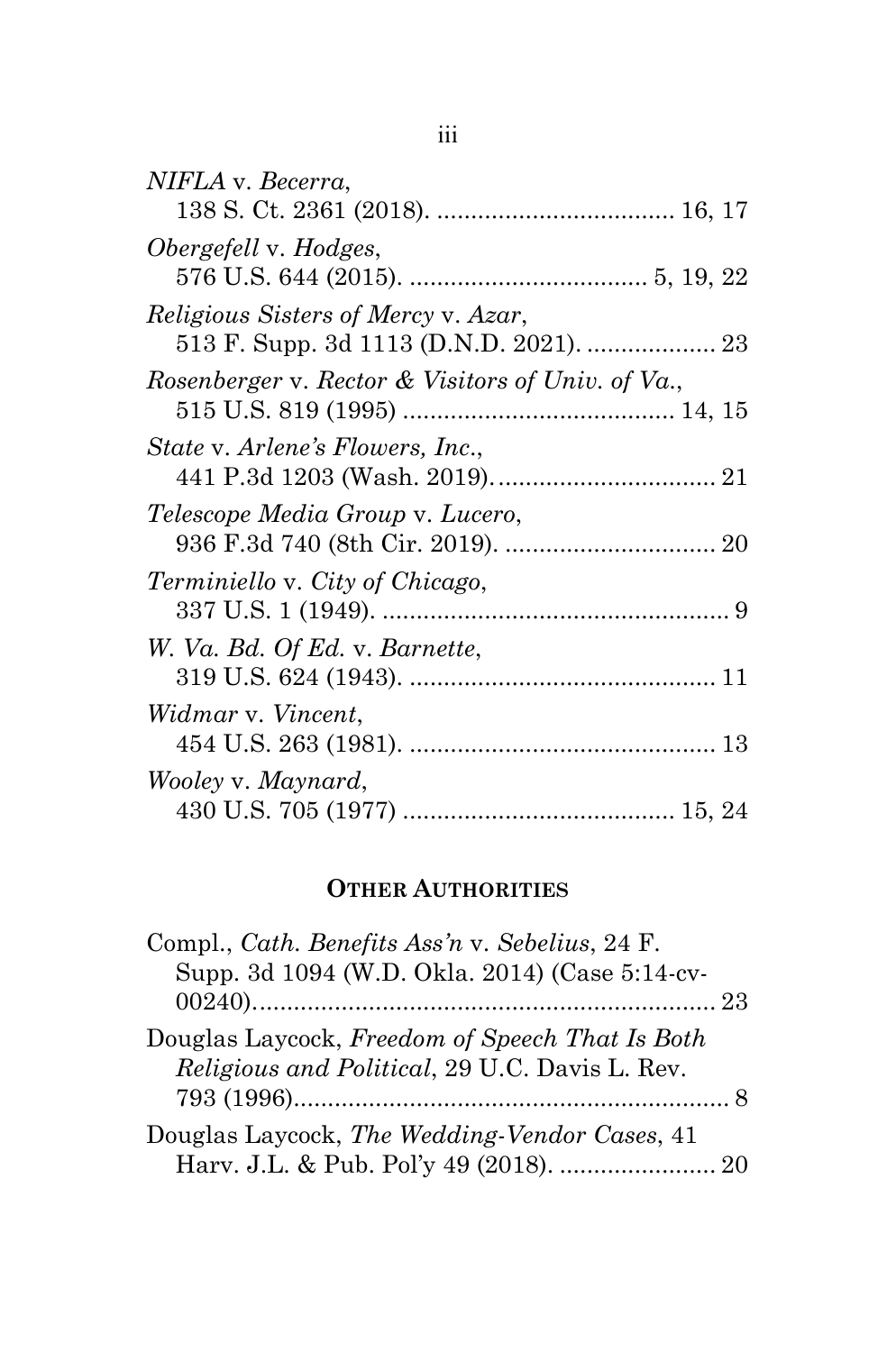*NIFLA* v. *Becerra*,
138 S. Ct. 2361 (2018). .................................. 16, 17

*Obergefell* v. *Hodges*,
576 U.S. 644 (2015). .................................. 5, 19, 22

*Religious Sisters of Mercy* v. *Azar*,
513 F. Supp. 3d 1113 (D.N.D. 2021). .................. 23

*Rosenberger* v. *Rector & Visitors of Univ. of Va.*,
515 U.S. 819 (1995) ....................................... 14, 15

*State* v. *Arlene's Flowers, Inc.*,
441 P.3d 1203 (Wash. 2019). ............................... 21

*Telescope Media Group* v. *Lucero*,
936 F.3d 740 (8th Cir. 2019). .............................. 20

*Terminiello* v. *City of Chicago*,
337 U.S. 1 (1949). ................................................... 9

*W. Va. Bd. Of Ed.* v. *Barnette*,
319 U.S. 624 (1943). ............................................ 11

*Widmar* v. *Vincent*,
454 U.S. 263 (1981). ............................................ 13

*Wooley* v. *Maynard*,
430 U.S. 705 (1977) ....................................... 15, 24

## OTHER AUTHORITIES

Compl., *Cath. Benefits Ass'n* v. *Sebelius*, 24 F. Supp. 3d 1094 (W.D. Okla. 2014) (Case 5:14-cv-00240)................................................................... 23

Douglas Laycock, *Freedom of Speech That Is Both Religious and Political*, 29 U.C. Davis L. Rev. 793 (1996)................................................................ 8

Douglas Laycock, *The Wedding-Vendor Cases*, 41 Harv. J.L. & Pub. Pol'y 49 (2018). ....................... 20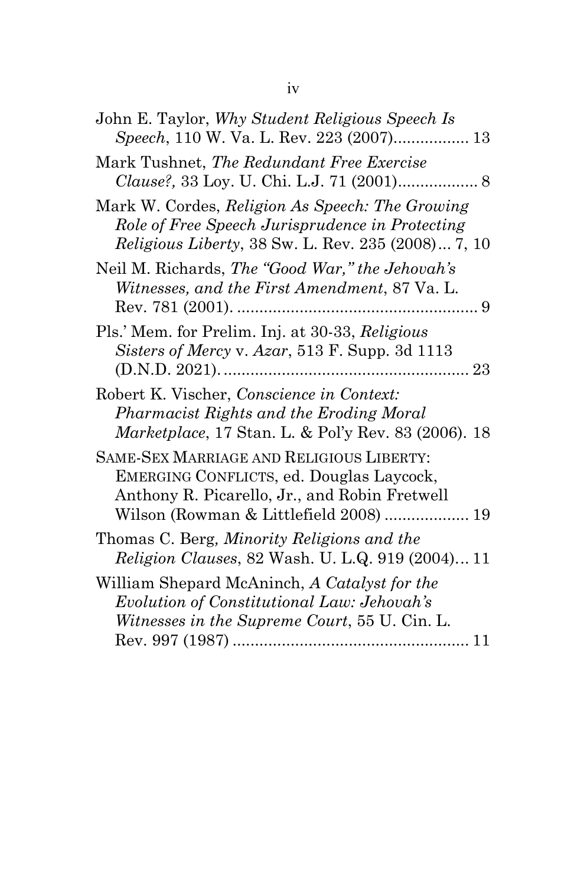John E. Taylor, *Why Student Religious Speech Is Speech*, 110 W. Va. L. Rev. 223 (2007)................. 13

Mark Tushnet, *The Redundant Free Exercise Clause?,* 33 Loy. U. Chi. L.J. 71 (2001).................. 8

Mark W. Cordes, *Religion As Speech: The Growing Role of Free Speech Jurisprudence in Protecting Religious Liberty*, 38 Sw. L. Rev. 235 (2008)... 7, 10

Neil M. Richards, *The "Good War," the Jehovah's Witnesses, and the First Amendment*, 87 Va. L. Rev. 781 (2001). ....................................................... 9

Pls.' Mem. for Prelim. Inj. at 30-33, *Religious Sisters of Mercy* v. *Azar*, 513 F. Supp. 3d 1113 (D.N.D. 2021). ....................................................... 23

Robert K. Vischer, *Conscience in Context: Pharmacist Rights and the Eroding Moral Marketplace*, 17 Stan. L. & Pol'y Rev. 83 (2006). 18

SAME-SEX MARRIAGE AND RELIGIOUS LIBERTY: EMERGING CONFLICTS, ed. Douglas Laycock, Anthony R. Picarello, Jr., and Robin Fretwell Wilson (Rowman & Littlefield 2008) ................... 19

Thomas C. Berg*, Minority Religions and the Religion Clauses*, 82 Wash. U. L.Q. 919 (2004)... 11

William Shepard McAninch, *A Catalyst for the Evolution of Constitutional Law: Jehovah's Witnesses in the Supreme Court*, 55 U. Cin. L. Rev. 997 (1987) ..................................................... 11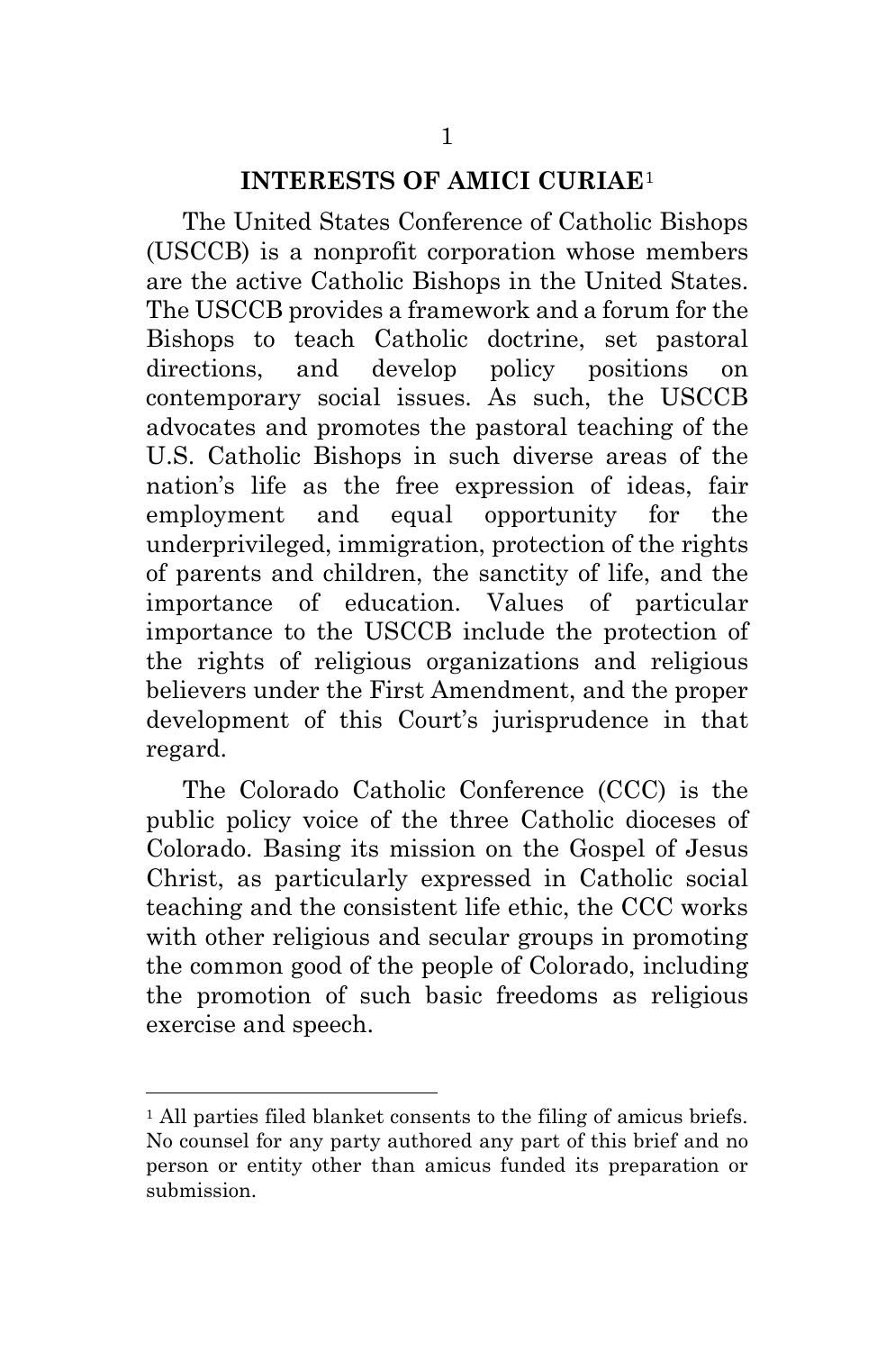## INTERESTS OF AMICI CURIAE[1]

The United States Conference of Catholic Bishops (USCCB) is a nonprofit corporation whose members are the active Catholic Bishops in the United States. The USCCB provides a framework and a forum for the Bishops to teach Catholic doctrine, set pastoral directions, and develop policy positions on contemporary social issues. As such, the USCCB advocates and promotes the pastoral teaching of the U.S. Catholic Bishops in such diverse areas of the nation's life as the free expression of ideas, fair employment and equal opportunity for the underprivileged, immigration, protection of the rights of parents and children, the sanctity of life, and the importance of education. Values of particular importance to the USCCB include the protection of the rights of religious organizations and religious believers under the First Amendment, and the proper development of this Court's jurisprudence in that regard.

The Colorado Catholic Conference (CCC) is the public policy voice of the three Catholic dioceses of Colorado. Basing its mission on the Gospel of Jesus Christ, as particularly expressed in Catholic social teaching and the consistent life ethic, the CCC works with other religious and secular groups in promoting the common good of the people of Colorado, including the promotion of such basic freedoms as religious exercise and speech.

---

[1] All parties filed blanket consents to the filing of amicus briefs. No counsel for any party authored any part of this brief and no person or entity other than amicus funded its preparation or submission.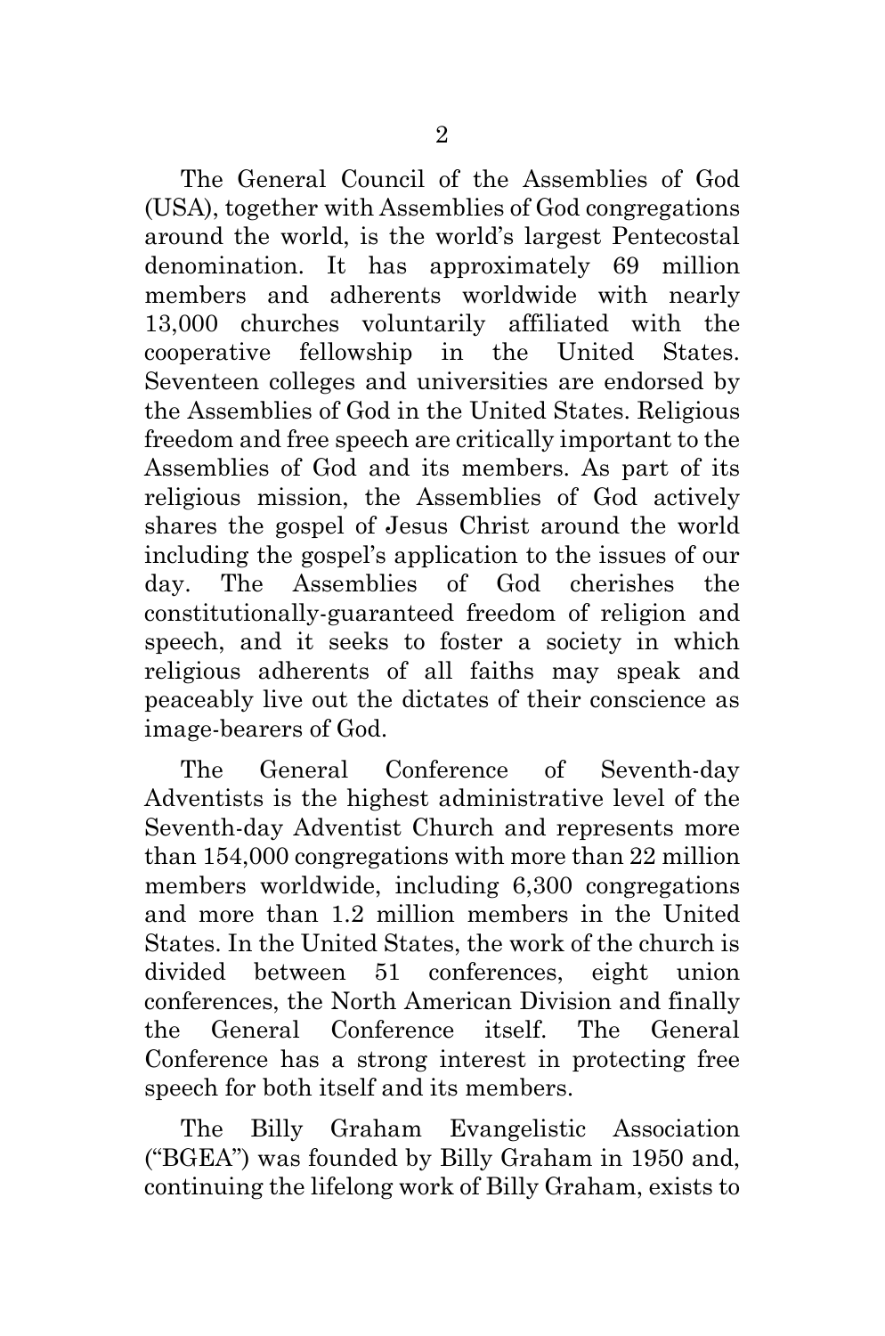The General Council of the Assemblies of God (USA), together with Assemblies of God congregations around the world, is the world's largest Pentecostal denomination. It has approximately 69 million members and adherents worldwide with nearly 13,000 churches voluntarily affiliated with the cooperative fellowship in the United States. Seventeen colleges and universities are endorsed by the Assemblies of God in the United States. Religious freedom and free speech are critically important to the Assemblies of God and its members. As part of its religious mission, the Assemblies of God actively shares the gospel of Jesus Christ around the world including the gospel's application to the issues of our day. The Assemblies of God cherishes the constitutionally-guaranteed freedom of religion and speech, and it seeks to foster a society in which religious adherents of all faiths may speak and peaceably live out the dictates of their conscience as image-bearers of God.

The General Conference of Seventh-day Adventists is the highest administrative level of the Seventh-day Adventist Church and represents more than 154,000 congregations with more than 22 million members worldwide, including 6,300 congregations and more than 1.2 million members in the United States. In the United States, the work of the church is divided between 51 conferences, eight union conferences, the North American Division and finally the General Conference itself. The General Conference has a strong interest in protecting free speech for both itself and its members.

The Billy Graham Evangelistic Association ("BGEA") was founded by Billy Graham in 1950 and, continuing the lifelong work of Billy Graham, exists to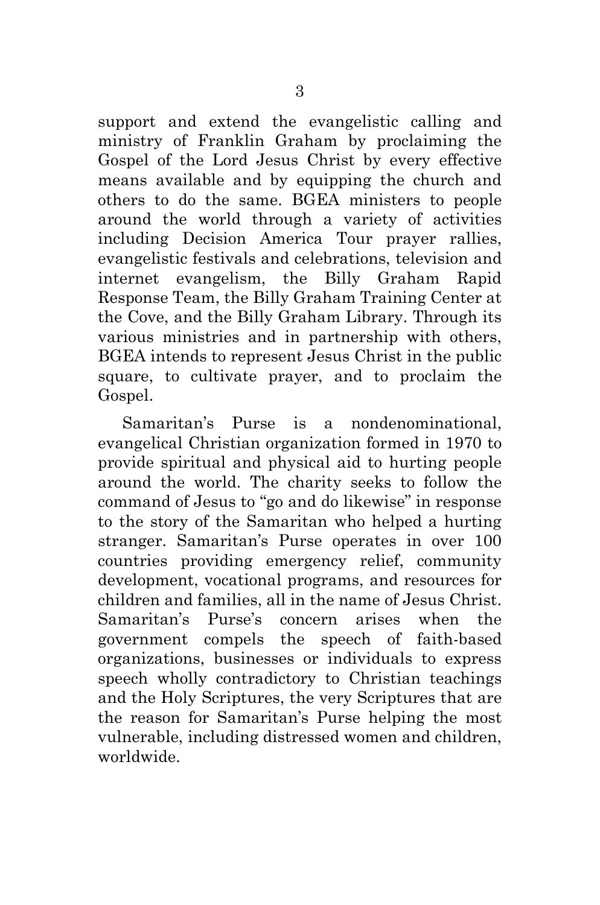support and extend the evangelistic calling and ministry of Franklin Graham by proclaiming the Gospel of the Lord Jesus Christ by every effective means available and by equipping the church and others to do the same. BGEA ministers to people around the world through a variety of activities including Decision America Tour prayer rallies, evangelistic festivals and celebrations, television and internet evangelism, the Billy Graham Rapid Response Team, the Billy Graham Training Center at the Cove, and the Billy Graham Library. Through its various ministries and in partnership with others, BGEA intends to represent Jesus Christ in the public square, to cultivate prayer, and to proclaim the Gospel.

Samaritan's Purse is a nondenominational, evangelical Christian organization formed in 1970 to provide spiritual and physical aid to hurting people around the world. The charity seeks to follow the command of Jesus to "go and do likewise" in response to the story of the Samaritan who helped a hurting stranger. Samaritan's Purse operates in over 100 countries providing emergency relief, community development, vocational programs, and resources for children and families, all in the name of Jesus Christ. Samaritan's Purse's concern arises when the government compels the speech of faith-based organizations, businesses or individuals to express speech wholly contradictory to Christian teachings and the Holy Scriptures, the very Scriptures that are the reason for Samaritan's Purse helping the most vulnerable, including distressed women and children, worldwide.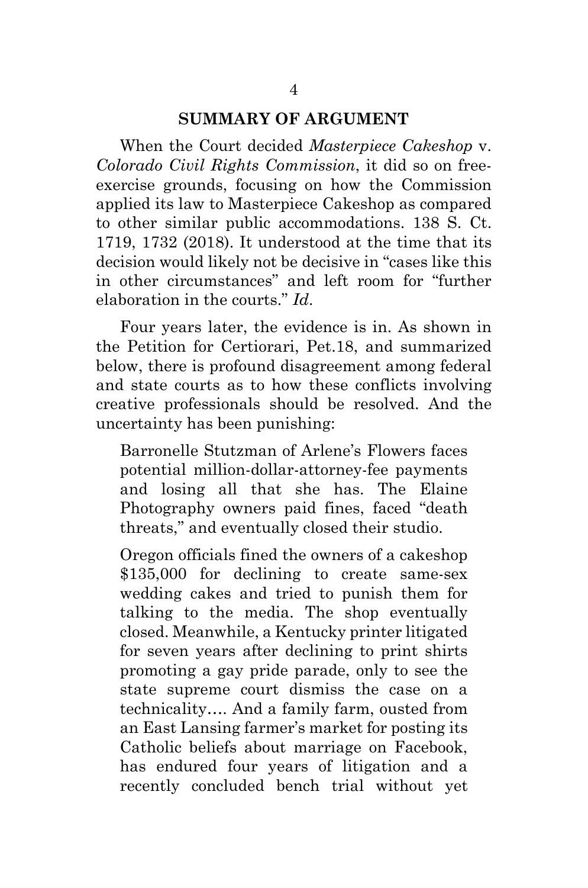## SUMMARY OF ARGUMENT

When the Court decided *Masterpiece Cakeshop* v. *Colorado Civil Rights Commission*, it did so on free-exercise grounds, focusing on how the Commission applied its law to Masterpiece Cakeshop as compared to other similar public accommodations. 138 S. Ct. 1719, 1732 (2018). It understood at the time that its decision would likely not be decisive in "cases like this in other circumstances" and left room for "further elaboration in the courts." *Id*.

Four years later, the evidence is in. As shown in the Petition for Certiorari, Pet.18, and summarized below, there is profound disagreement among federal and state courts as to how these conflicts involving creative professionals should be resolved. And the uncertainty has been punishing:

> Barronelle Stutzman of Arlene's Flowers faces potential million-dollar-attorney-fee payments and losing all that she has. The Elaine Photography owners paid fines, faced "death threats," and eventually closed their studio.
>
> Oregon officials fined the owners of a cakeshop $135,000 for declining to create same-sex wedding cakes and tried to punish them for talking to the media. The shop eventually closed. Meanwhile, a Kentucky printer litigated for seven years after declining to print shirts promoting a gay pride parade, only to see the state supreme court dismiss the case on a technicality…. And a family farm, ousted from an East Lansing farmer's market for posting its Catholic beliefs about marriage on Facebook, has endured four years of litigation and a recently concluded bench trial without yet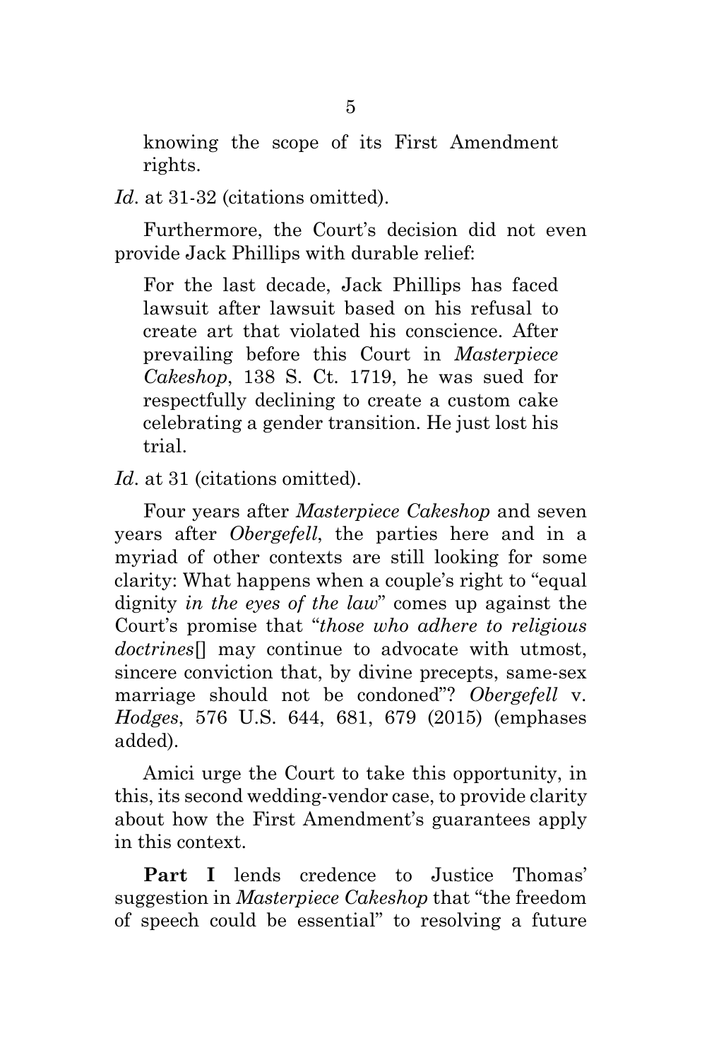> knowing the scope of its First Amendment rights.

*Id*. at 31-32 (citations omitted).

Furthermore, the Court's decision did not even provide Jack Phillips with durable relief:

> For the last decade, Jack Phillips has faced lawsuit after lawsuit based on his refusal to create art that violated his conscience. After prevailing before this Court in *Masterpiece Cakeshop*, 138 S. Ct. 1719, he was sued for respectfully declining to create a custom cake celebrating a gender transition. He just lost his trial.

*Id*. at 31 (citations omitted).

Four years after *Masterpiece Cakeshop* and seven years after *Obergefell*, the parties here and in a myriad of other contexts are still looking for some clarity: What happens when a couple's right to "equal dignity *in the eyes of the law*" comes up against the Court's promise that "*those who adhere to religious doctrines*[] may continue to advocate with utmost, sincere conviction that, by divine precepts, same-sex marriage should not be condoned"? *Obergefell* v. *Hodges*, 576 U.S. 644, 681, 679 (2015) (emphases added).

Amici urge the Court to take this opportunity, in this, its second wedding-vendor case, to provide clarity about how the First Amendment's guarantees apply in this context.

**Part I** lends credence to Justice Thomas' suggestion in *Masterpiece Cakeshop* that "the freedom of speech could be essential" to resolving a future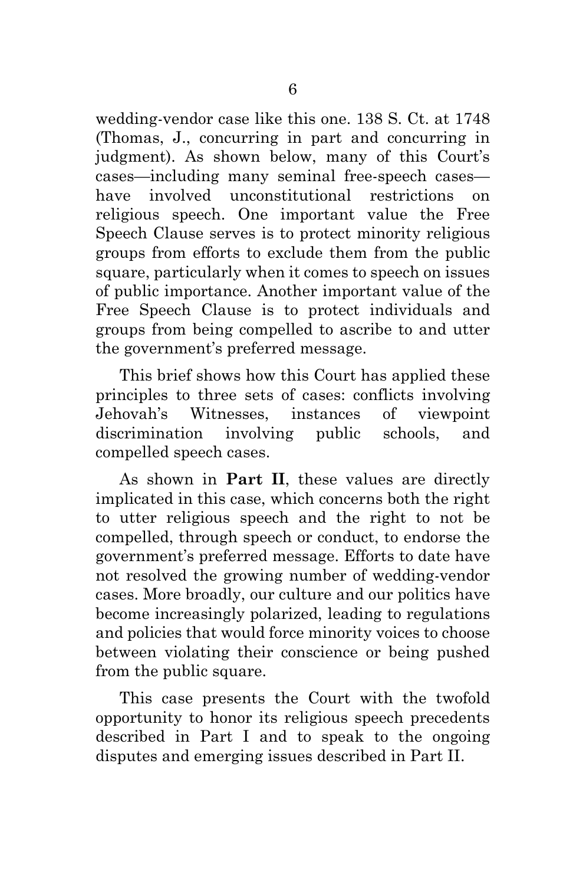wedding-vendor case like this one. 138 S. Ct. at 1748 (Thomas, J., concurring in part and concurring in judgment). As shown below, many of this Court's cases—including many seminal free-speech cases—have involved unconstitutional restrictions on religious speech. One important value the Free Speech Clause serves is to protect minority religious groups from efforts to exclude them from the public square, particularly when it comes to speech on issues of public importance. Another important value of the Free Speech Clause is to protect individuals and groups from being compelled to ascribe to and utter the government's preferred message.

This brief shows how this Court has applied these principles to three sets of cases: conflicts involving Jehovah's Witnesses, instances of viewpoint discrimination involving public schools, and compelled speech cases.

As shown in **Part II**, these values are directly implicated in this case, which concerns both the right to utter religious speech and the right to not be compelled, through speech or conduct, to endorse the government's preferred message. Efforts to date have not resolved the growing number of wedding-vendor cases. More broadly, our culture and our politics have become increasingly polarized, leading to regulations and policies that would force minority voices to choose between violating their conscience or being pushed from the public square.

This case presents the Court with the twofold opportunity to honor its religious speech precedents described in Part I and to speak to the ongoing disputes and emerging issues described in Part II.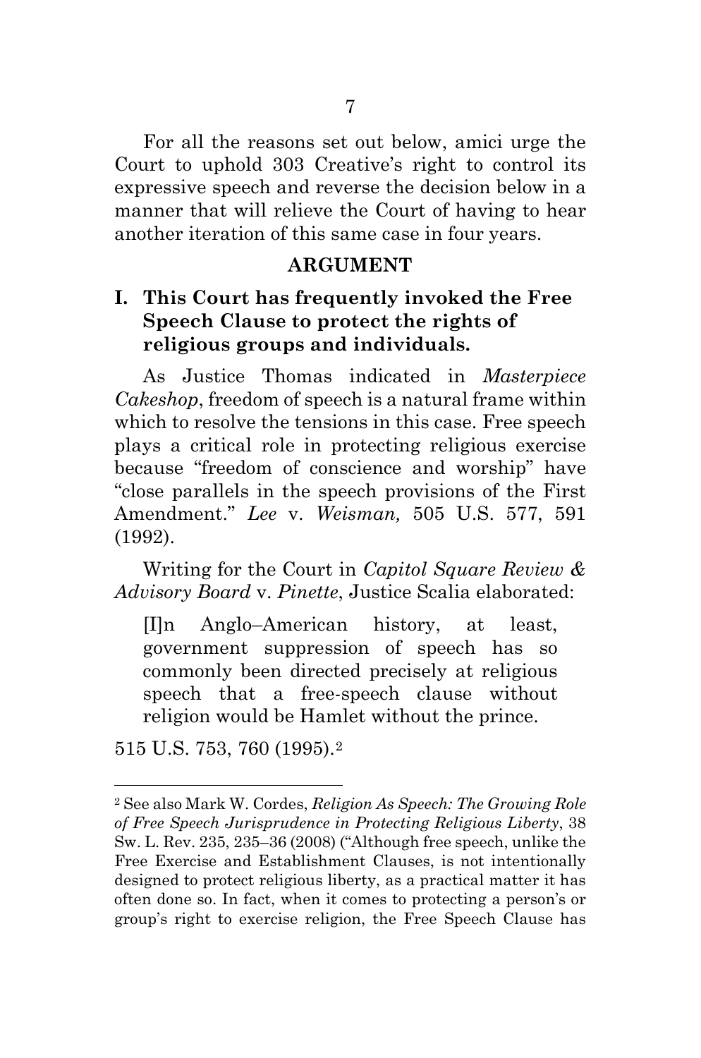For all the reasons set out below, amici urge the Court to uphold 303 Creative's right to control its expressive speech and reverse the decision below in a manner that will relieve the Court of having to hear another iteration of this same case in four years.

## ARGUMENT

### I. This Court has frequently invoked the Free Speech Clause to protect the rights of religious groups and individuals.

As Justice Thomas indicated in *Masterpiece Cakeshop*, freedom of speech is a natural frame within which to resolve the tensions in this case. Free speech plays a critical role in protecting religious exercise because "freedom of conscience and worship" have "close parallels in the speech provisions of the First Amendment." *Lee* v. *Weisman,* 505 U.S. 577, 591 (1992).

Writing for the Court in *Capitol Square Review & Advisory Board* v. *Pinette*, Justice Scalia elaborated:

> [I]n Anglo–American history, at least, government suppression of speech has so commonly been directed precisely at religious speech that a free-speech clause without religion would be Hamlet without the prince.

515 U.S. 753, 760 (1995).[2]

---

[2] See also Mark W. Cordes, *Religion As Speech: The Growing Role of Free Speech Jurisprudence in Protecting Religious Liberty*, 38 Sw. L. Rev. 235, 235–36 (2008) ("Although free speech, unlike the Free Exercise and Establishment Clauses, is not intentionally designed to protect religious liberty, as a practical matter it has often done so. In fact, when it comes to protecting a person's or group's right to exercise religion, the Free Speech Clause has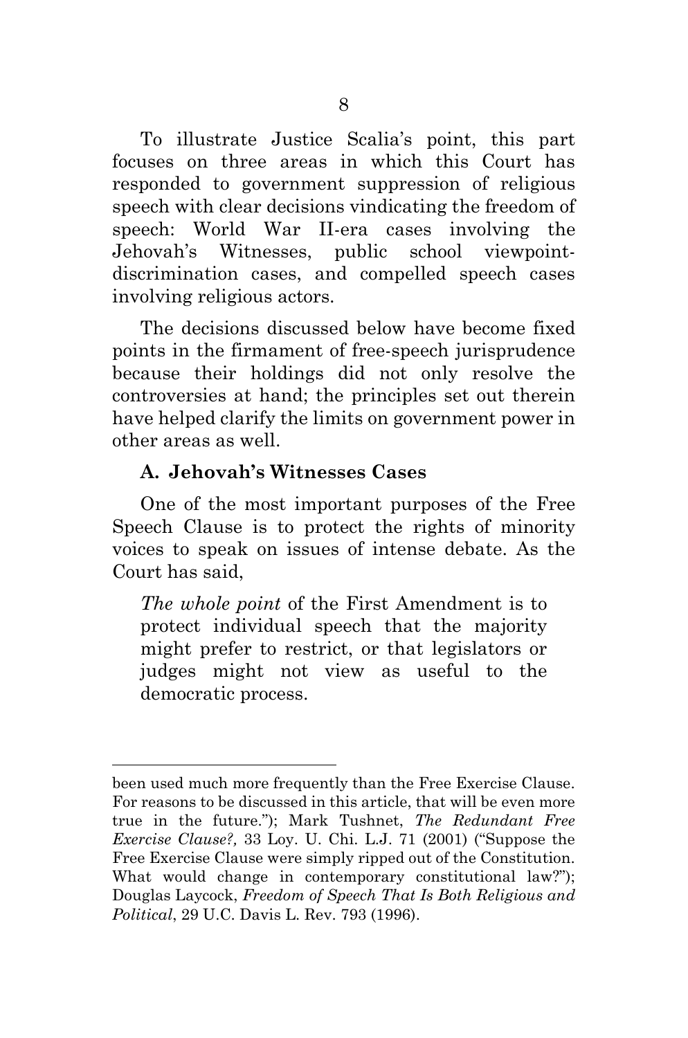To illustrate Justice Scalia's point, this part focuses on three areas in which this Court has responded to government suppression of religious speech with clear decisions vindicating the freedom of speech: World War II-era cases involving the Jehovah's Witnesses, public school viewpoint-discrimination cases, and compelled speech cases involving religious actors.

The decisions discussed below have become fixed points in the firmament of free-speech jurisprudence because their holdings did not only resolve the controversies at hand; the principles set out therein have helped clarify the limits on government power in other areas as well.

### A. Jehovah's Witnesses Cases

One of the most important purposes of the Free Speech Clause is to protect the rights of minority voices to speak on issues of intense debate. As the Court has said,

> *The whole point* of the First Amendment is to protect individual speech that the majority might prefer to restrict, or that legislators or judges might not view as useful to the democratic process.

---

been used much more frequently than the Free Exercise Clause. For reasons to be discussed in this article, that will be even more true in the future."); Mark Tushnet, *The Redundant Free Exercise Clause?,* 33 Loy. U. Chi. L.J. 71 (2001) ("Suppose the Free Exercise Clause were simply ripped out of the Constitution. What would change in contemporary constitutional law?"); Douglas Laycock, *Freedom of Speech That Is Both Religious and Political*, 29 U.C. Davis L. Rev. 793 (1996).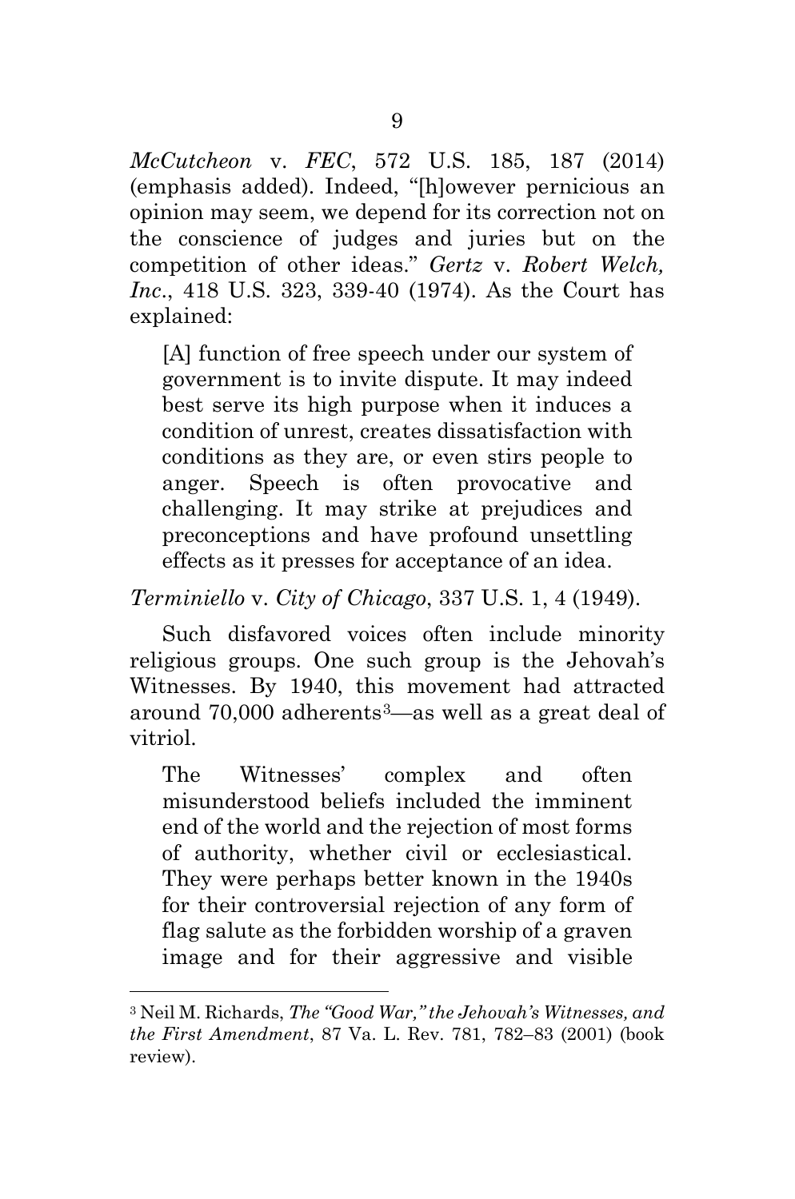*McCutcheon* v. *FEC*, 572 U.S. 185, 187 (2014) (emphasis added). Indeed, "[h]owever pernicious an opinion may seem, we depend for its correction not on the conscience of judges and juries but on the competition of other ideas." *Gertz* v. *Robert Welch, Inc*., 418 U.S. 323, 339-40 (1974). As the Court has explained:

> [A] function of free speech under our system of government is to invite dispute. It may indeed best serve its high purpose when it induces a condition of unrest, creates dissatisfaction with conditions as they are, or even stirs people to anger. Speech is often provocative and challenging. It may strike at prejudices and preconceptions and have profound unsettling effects as it presses for acceptance of an idea.

*Terminiello* v. *City of Chicago*, 337 U.S. 1, 4 (1949).

Such disfavored voices often include minority religious groups. One such group is the Jehovah's Witnesses. By 1940, this movement had attracted around 70,000 adherents[3]—as well as a great deal of vitriol.

> The Witnesses' complex and often misunderstood beliefs included the imminent end of the world and the rejection of most forms of authority, whether civil or ecclesiastical. They were perhaps better known in the 1940s for their controversial rejection of any form of flag salute as the forbidden worship of a graven image and for their aggressive and visible

---

[3] Neil M. Richards, *The "Good War," the Jehovah's Witnesses, and the First Amendment*, 87 Va. L. Rev. 781, 782–83 (2001) (book review).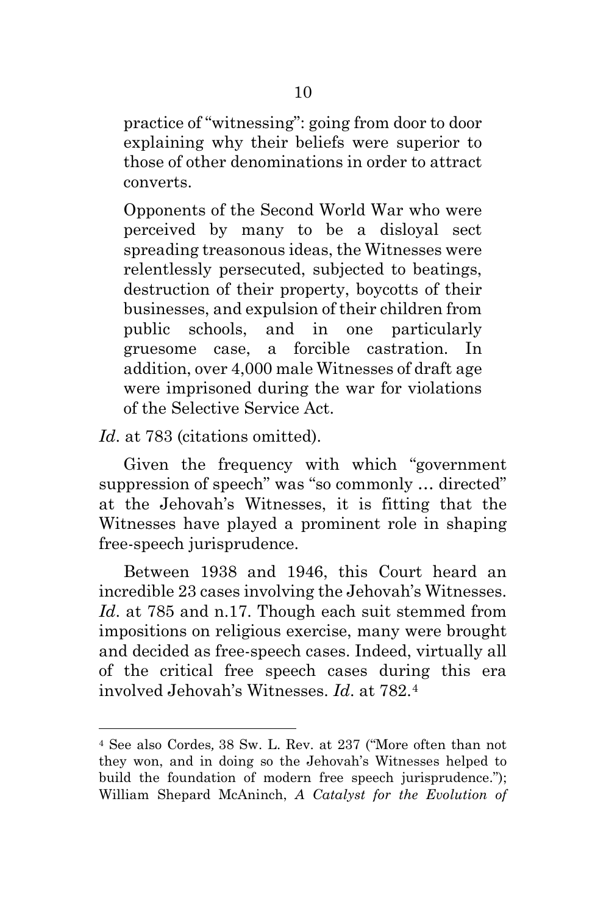> practice of "witnessing": going from door to door explaining why their beliefs were superior to those of other denominations in order to attract converts.
>
> Opponents of the Second World War who were perceived by many to be a disloyal sect spreading treasonous ideas, the Witnesses were relentlessly persecuted, subjected to beatings, destruction of their property, boycotts of their businesses, and expulsion of their children from public schools, and in one particularly gruesome case, a forcible castration. In addition, over 4,000 male Witnesses of draft age were imprisoned during the war for violations of the Selective Service Act.

*Id.* at 783 (citations omitted).

Given the frequency with which "government suppression of speech" was "so commonly … directed" at the Jehovah's Witnesses, it is fitting that the Witnesses have played a prominent role in shaping free-speech jurisprudence.

Between 1938 and 1946, this Court heard an incredible 23 cases involving the Jehovah's Witnesses. *Id.* at 785 and n.17. Though each suit stemmed from impositions on religious exercise, many were brought and decided as free-speech cases. Indeed, virtually all of the critical free speech cases during this era involved Jehovah's Witnesses. *Id.* at 782.[4]

---

[4] See also Cordes, 38 Sw. L. Rev. at 237 ("More often than not they won, and in doing so the Jehovah's Witnesses helped to build the foundation of modern free speech jurisprudence."); William Shepard McAninch, *A Catalyst for the Evolution of*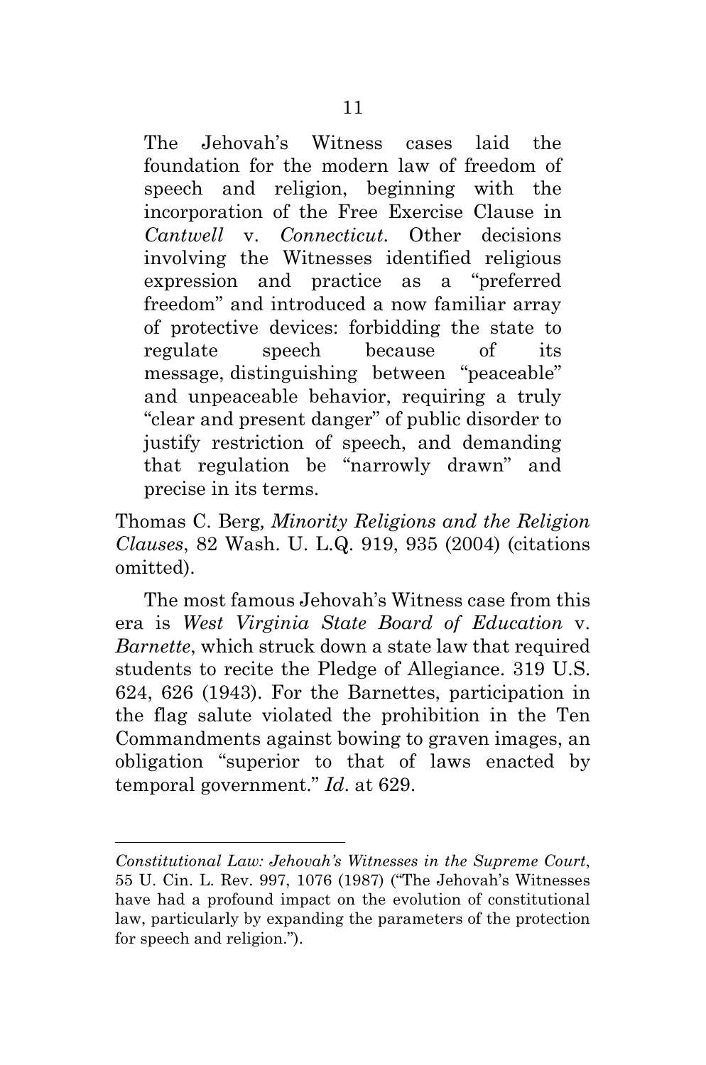> The Jehovah's Witness cases laid the foundation for the modern law of freedom of speech and religion, beginning with the incorporation of the Free Exercise Clause in *Cantwell* v. *Connecticut*. Other decisions involving the Witnesses identified religious expression and practice as a "preferred freedom" and introduced a now familiar array of protective devices: forbidding the state to regulate speech because of its message, distinguishing between "peaceable" and unpeaceable behavior, requiring a truly "clear and present danger" of public disorder to justify restriction of speech, and demanding that regulation be "narrowly drawn" and precise in its terms.

Thomas C. Berg*, Minority Religions and the Religion Clauses*, 82 Wash. U. L.Q. 919, 935 (2004) (citations omitted).

The most famous Jehovah's Witness case from this era is *West Virginia State Board of Education* v. *Barnette*, which struck down a state law that required students to recite the Pledge of Allegiance. 319 U.S. 624, 626 (1943). For the Barnettes, participation in the flag salute violated the prohibition in the Ten Commandments against bowing to graven images, an obligation "superior to that of laws enacted by temporal government." *Id*. at 629.

---

*Constitutional Law: Jehovah's Witnesses in the Supreme Court*, 55 U. Cin. L. Rev. 997, 1076 (1987) ("The Jehovah's Witnesses have had a profound impact on the evolution of constitutional law, particularly by expanding the parameters of the protection for speech and religion.").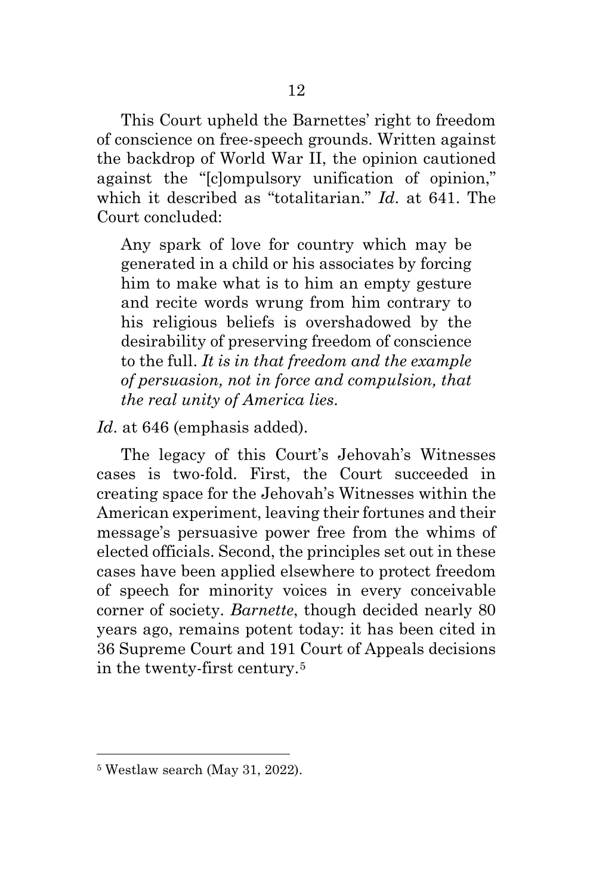This Court upheld the Barnettes' right to freedom of conscience on free-speech grounds. Written against the backdrop of World War II, the opinion cautioned against the "[c]ompulsory unification of opinion," which it described as "totalitarian." *Id*. at 641. The Court concluded:

> Any spark of love for country which may be generated in a child or his associates by forcing him to make what is to him an empty gesture and recite words wrung from him contrary to his religious beliefs is overshadowed by the desirability of preserving freedom of conscience to the full. *It is in that freedom and the example of persuasion, not in force and compulsion, that the real unity of America lies.*

*Id*. at 646 (emphasis added).

The legacy of this Court's Jehovah's Witnesses cases is two-fold. First, the Court succeeded in creating space for the Jehovah's Witnesses within the American experiment, leaving their fortunes and their message's persuasive power free from the whims of elected officials. Second, the principles set out in these cases have been applied elsewhere to protect freedom of speech for minority voices in every conceivable corner of society. *Barnette*, though decided nearly 80 years ago, remains potent today: it has been cited in 36 Supreme Court and 191 Court of Appeals decisions in the twenty-first century.[5]

---

[5] Westlaw search (May 31, 2022).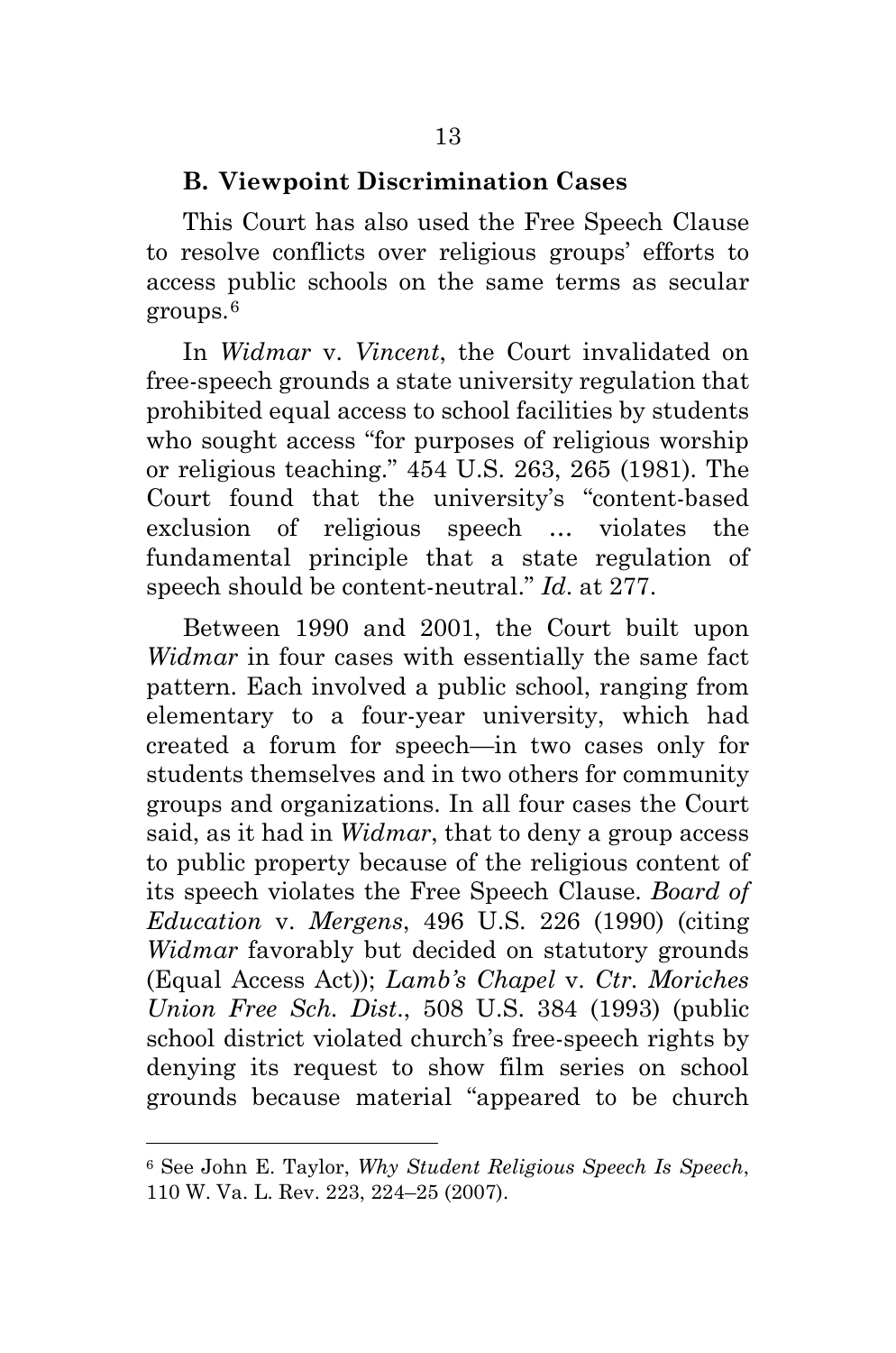### B. Viewpoint Discrimination Cases

This Court has also used the Free Speech Clause to resolve conflicts over religious groups' efforts to access public schools on the same terms as secular groups.[6]

In *Widmar* v. *Vincent*, the Court invalidated on free-speech grounds a state university regulation that prohibited equal access to school facilities by students who sought access "for purposes of religious worship or religious teaching." 454 U.S. 263, 265 (1981). The Court found that the university's "content-based exclusion of religious speech … violates the fundamental principle that a state regulation of speech should be content-neutral." *Id*. at 277.

Between 1990 and 2001, the Court built upon *Widmar* in four cases with essentially the same fact pattern. Each involved a public school, ranging from elementary to a four-year university, which had created a forum for speech—in two cases only for students themselves and in two others for community groups and organizations. In all four cases the Court said, as it had in *Widmar*, that to deny a group access to public property because of the religious content of its speech violates the Free Speech Clause. *Board of Education* v. *Mergens*, 496 U.S. 226 (1990) (citing *Widmar* favorably but decided on statutory grounds (Equal Access Act)); *Lamb's Chapel* v. *Ctr. Moriches Union Free Sch. Dist*., 508 U.S. 384 (1993) (public school district violated church's free-speech rights by denying its request to show film series on school grounds because material "appeared to be church

---

[6] See John E. Taylor, *Why Student Religious Speech Is Speech*, 110 W. Va. L. Rev. 223, 224–25 (2007).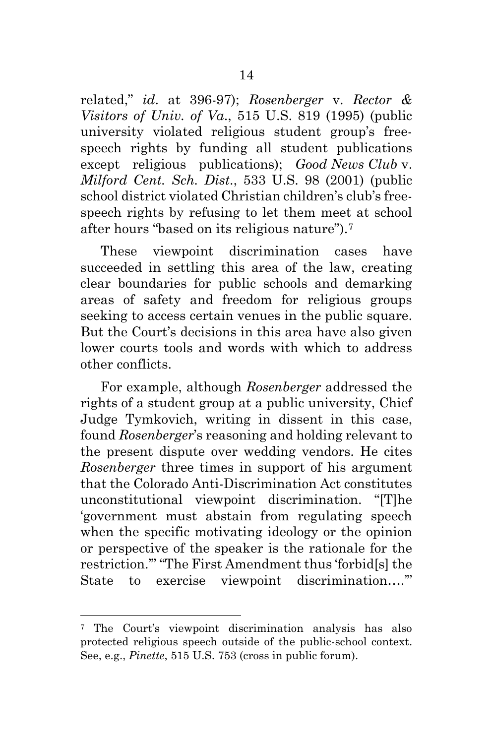related," *id*. at 396-97); *Rosenberger* v. *Rector & Visitors of Univ. of Va.*, 515 U.S. 819 (1995) (public university violated religious student group's free-speech rights by funding all student publications except religious publications); *Good News Club* v. *Milford Cent. Sch. Dist.*, 533 U.S. 98 (2001) (public school district violated Christian children's club's free-speech rights by refusing to let them meet at school after hours "based on its religious nature").[7]

These viewpoint discrimination cases have succeeded in settling this area of the law, creating clear boundaries for public schools and demarking areas of safety and freedom for religious groups seeking to access certain venues in the public square. But the Court's decisions in this area have also given lower courts tools and words with which to address other conflicts.

For example, although *Rosenberger* addressed the rights of a student group at a public university, Chief Judge Tymkovich, writing in dissent in this case, found *Rosenberger*'s reasoning and holding relevant to the present dispute over wedding vendors. He cites *Rosenberger* three times in support of his argument that the Colorado Anti-Discrimination Act constitutes unconstitutional viewpoint discrimination. "[T]he 'government must abstain from regulating speech when the specific motivating ideology or the opinion or perspective of the speaker is the rationale for the restriction.'" "The First Amendment thus 'forbid[s] the State to exercise viewpoint discrimination….'"

---

[7] The Court's viewpoint discrimination analysis has also protected religious speech outside of the public-school context. See, e.g., *Pinette*, 515 U.S. 753 (cross in public forum).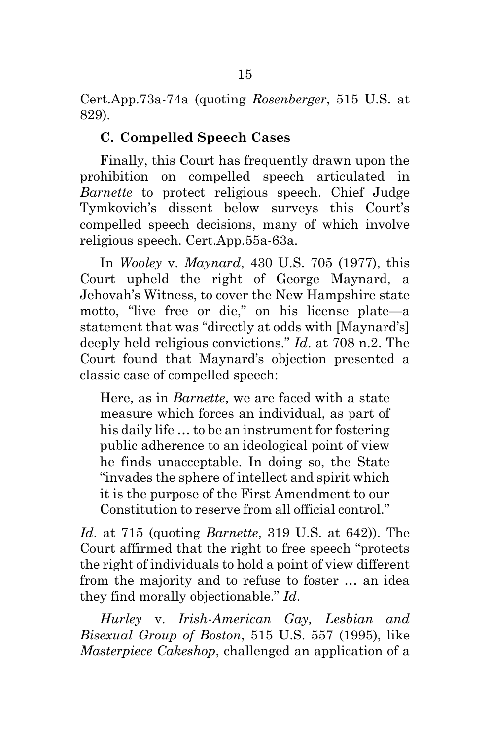Cert.App.73a-74a (quoting *Rosenberger*, 515 U.S. at 829).

### C. Compelled Speech Cases

Finally, this Court has frequently drawn upon the prohibition on compelled speech articulated in *Barnette* to protect religious speech. Chief Judge Tymkovich's dissent below surveys this Court's compelled speech decisions, many of which involve religious speech. Cert.App.55a-63a.

In *Wooley* v. *Maynard*, 430 U.S. 705 (1977), this Court upheld the right of George Maynard, a Jehovah's Witness, to cover the New Hampshire state motto, "live free or die," on his license plate—a statement that was "directly at odds with [Maynard's] deeply held religious convictions." *Id*. at 708 n.2. The Court found that Maynard's objection presented a classic case of compelled speech:

> Here, as in *Barnette*, we are faced with a state measure which forces an individual, as part of his daily life … to be an instrument for fostering public adherence to an ideological point of view he finds unacceptable. In doing so, the State "invades the sphere of intellect and spirit which it is the purpose of the First Amendment to our Constitution to reserve from all official control."

*Id*. at 715 (quoting *Barnette*, 319 U.S. at 642)). The Court affirmed that the right to free speech "protects the right of individuals to hold a point of view different from the majority and to refuse to foster … an idea they find morally objectionable." *Id*.

*Hurley* v. *Irish-American Gay, Lesbian and Bisexual Group of Boston*, 515 U.S. 557 (1995), like *Masterpiece Cakeshop*, challenged an application of a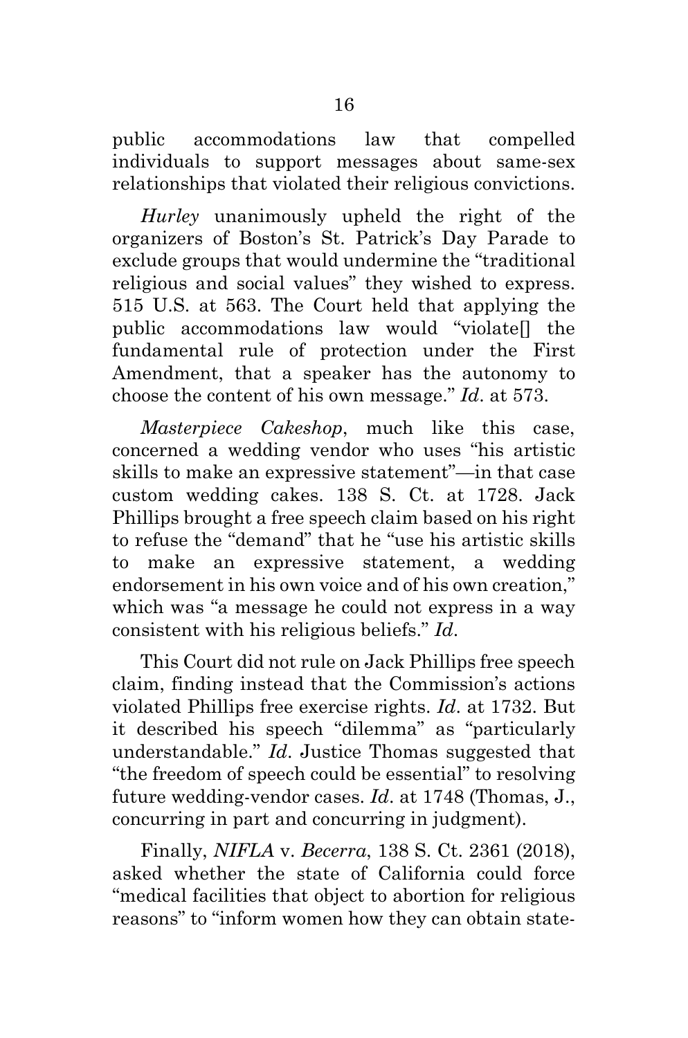public accommodations law that compelled individuals to support messages about same-sex relationships that violated their religious convictions.

*Hurley* unanimously upheld the right of the organizers of Boston's St. Patrick's Day Parade to exclude groups that would undermine the "traditional religious and social values" they wished to express. 515 U.S. at 563. The Court held that applying the public accommodations law would "violate[] the fundamental rule of protection under the First Amendment, that a speaker has the autonomy to choose the content of his own message." *Id*. at 573.

*Masterpiece Cakeshop*, much like this case, concerned a wedding vendor who uses "his artistic skills to make an expressive statement"—in that case custom wedding cakes. 138 S. Ct. at 1728. Jack Phillips brought a free speech claim based on his right to refuse the "demand" that he "use his artistic skills to make an expressive statement, a wedding endorsement in his own voice and of his own creation," which was "a message he could not express in a way consistent with his religious beliefs." *Id*.

This Court did not rule on Jack Phillips free speech claim, finding instead that the Commission's actions violated Phillips free exercise rights. *Id*. at 1732. But it described his speech "dilemma" as "particularly understandable." *Id*. Justice Thomas suggested that "the freedom of speech could be essential" to resolving future wedding-vendor cases. *Id*. at 1748 (Thomas, J., concurring in part and concurring in judgment).

Finally, *NIFLA* v. *Becerra*, 138 S. Ct. 2361 (2018), asked whether the state of California could force "medical facilities that object to abortion for religious reasons" to "inform women how they can obtain state-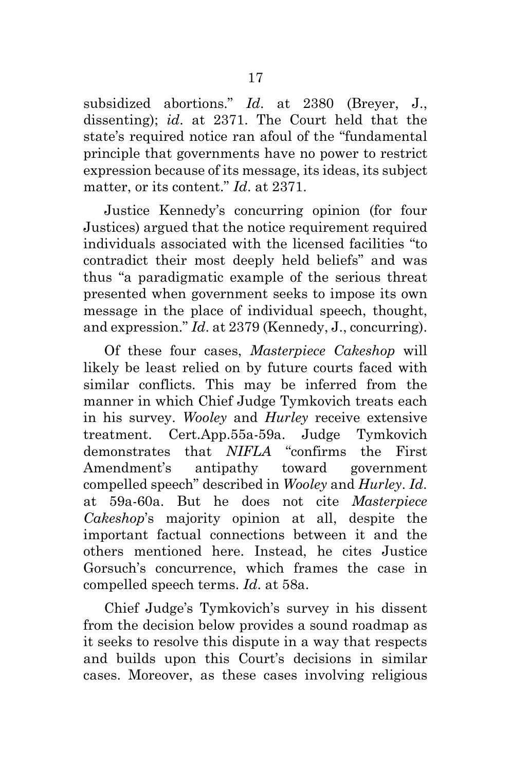subsidized abortions." *Id*. at 2380 (Breyer, J., dissenting); *id*. at 2371. The Court held that the state's required notice ran afoul of the "fundamental principle that governments have no power to restrict expression because of its message, its ideas, its subject matter, or its content." *Id*. at 2371.

Justice Kennedy's concurring opinion (for four Justices) argued that the notice requirement required individuals associated with the licensed facilities "to contradict their most deeply held beliefs" and was thus "a paradigmatic example of the serious threat presented when government seeks to impose its own message in the place of individual speech, thought, and expression." *Id*. at 2379 (Kennedy, J., concurring).

Of these four cases, *Masterpiece Cakeshop* will likely be least relied on by future courts faced with similar conflicts. This may be inferred from the manner in which Chief Judge Tymkovich treats each in his survey. *Wooley* and *Hurley* receive extensive treatment. Cert.App.55a-59a. Judge Tymkovich demonstrates that *NIFLA* "confirms the First Amendment's antipathy toward government compelled speech" described in *Wooley* and *Hurley*. *Id*. at 59a-60a. But he does not cite *Masterpiece Cakeshop*'s majority opinion at all, despite the important factual connections between it and the others mentioned here. Instead, he cites Justice Gorsuch's concurrence, which frames the case in compelled speech terms. *Id*. at 58a.

Chief Judge's Tymkovich's survey in his dissent from the decision below provides a sound roadmap as it seeks to resolve this dispute in a way that respects and builds upon this Court's decisions in similar cases. Moreover, as these cases involving religious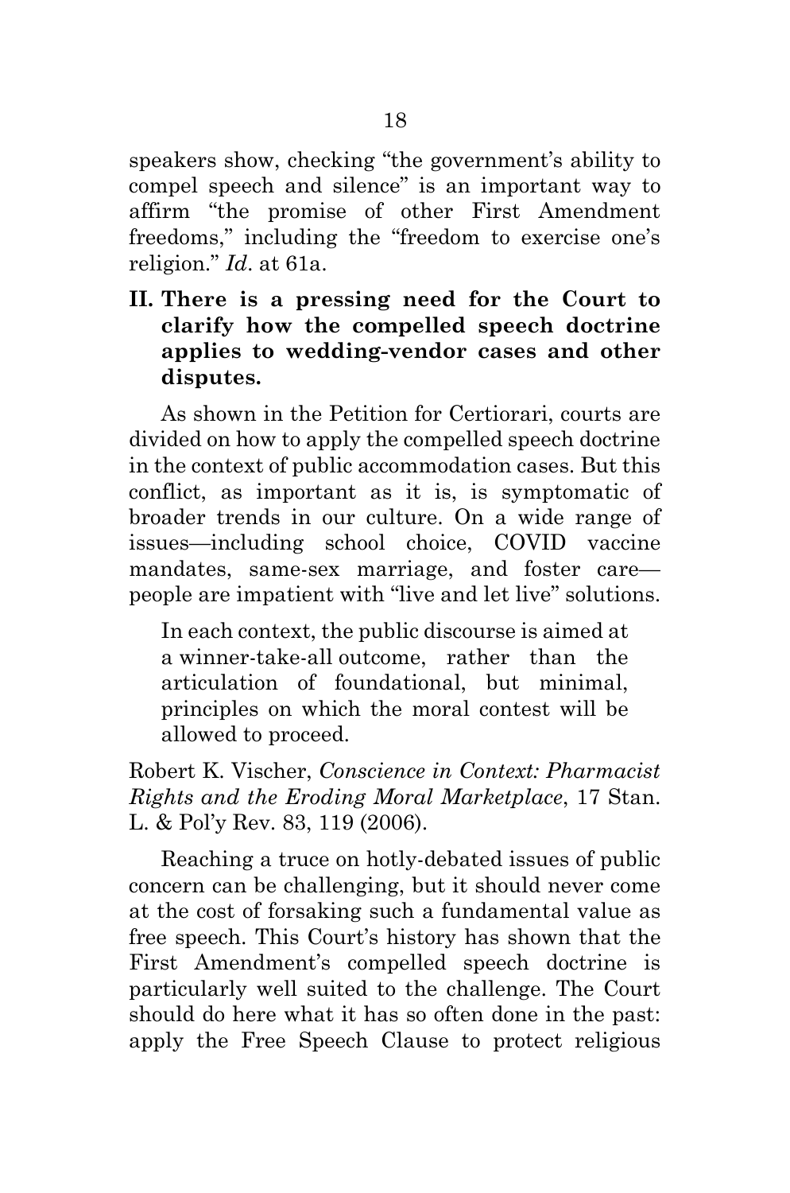speakers show, checking "the government's ability to compel speech and silence" is an important way to affirm "the promise of other First Amendment freedoms," including the "freedom to exercise one's religion." *Id*. at 61a.

## II. There is a pressing need for the Court to clarify how the compelled speech doctrine applies to wedding-vendor cases and other disputes.

As shown in the Petition for Certiorari, courts are divided on how to apply the compelled speech doctrine in the context of public accommodation cases. But this conflict, as important as it is, is symptomatic of broader trends in our culture. On a wide range of issues—including school choice, COVID vaccine mandates, same-sex marriage, and foster care—people are impatient with "live and let live" solutions.

> In each context, the public discourse is aimed at a winner-take-all outcome, rather than the articulation of foundational, but minimal, principles on which the moral contest will be allowed to proceed.

Robert K. Vischer, *Conscience in Context: Pharmacist Rights and the Eroding Moral Marketplace*, 17 Stan. L. & Pol'y Rev. 83, 119 (2006).

Reaching a truce on hotly-debated issues of public concern can be challenging, but it should never come at the cost of forsaking such a fundamental value as free speech. This Court's history has shown that the First Amendment's compelled speech doctrine is particularly well suited to the challenge. The Court should do here what it has so often done in the past: apply the Free Speech Clause to protect religious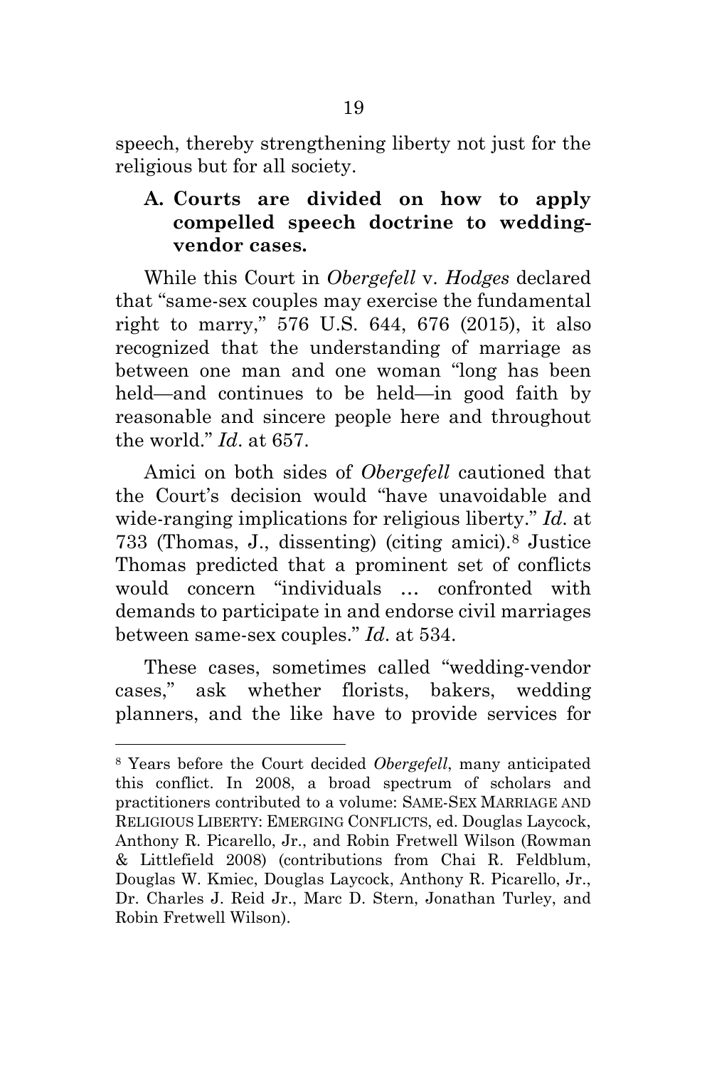speech, thereby strengthening liberty not just for the religious but for all society.

### A. Courts are divided on how to apply compelled speech doctrine to wedding-vendor cases.

While this Court in *Obergefell* v. *Hodges* declared that "same-sex couples may exercise the fundamental right to marry," 576 U.S. 644, 676 (2015), it also recognized that the understanding of marriage as between one man and one woman "long has been held—and continues to be held—in good faith by reasonable and sincere people here and throughout the world." *Id*. at 657.

Amici on both sides of *Obergefell* cautioned that the Court's decision would "have unavoidable and wide-ranging implications for religious liberty." *Id*. at 733 (Thomas, J., dissenting) (citing amici).[8] Justice Thomas predicted that a prominent set of conflicts would concern "individuals … confronted with demands to participate in and endorse civil marriages between same-sex couples." *Id*. at 534.

These cases, sometimes called "wedding-vendor cases," ask whether florists, bakers, wedding planners, and the like have to provide services for

---

[8] Years before the Court decided *Obergefell*, many anticipated this conflict. In 2008, a broad spectrum of scholars and practitioners contributed to a volume: SAME-SEX MARRIAGE AND RELIGIOUS LIBERTY: EMERGING CONFLICTS, ed. Douglas Laycock, Anthony R. Picarello, Jr., and Robin Fretwell Wilson (Rowman & Littlefield 2008) (contributions from Chai R. Feldblum, Douglas W. Kmiec, Douglas Laycock, Anthony R. Picarello, Jr., Dr. Charles J. Reid Jr., Marc D. Stern, Jonathan Turley, and Robin Fretwell Wilson).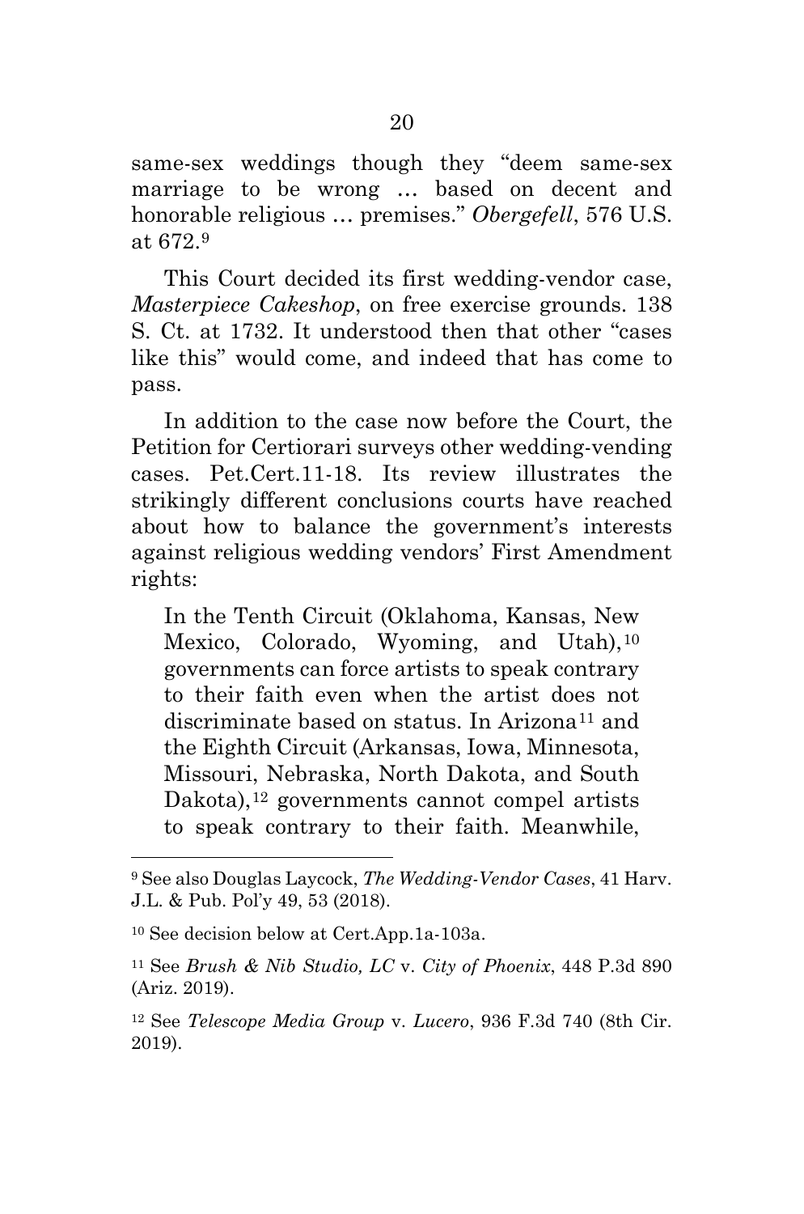same-sex weddings though they "deem same-sex marriage to be wrong … based on decent and honorable religious … premises." *Obergefell*, 576 U.S. at 672.[9]

This Court decided its first wedding-vendor case, *Masterpiece Cakeshop*, on free exercise grounds. 138 S. Ct. at 1732. It understood then that other "cases like this" would come, and indeed that has come to pass.

In addition to the case now before the Court, the Petition for Certiorari surveys other wedding-vending cases. Pet.Cert.11-18. Its review illustrates the strikingly different conclusions courts have reached about how to balance the government's interests against religious wedding vendors' First Amendment rights:

> In the Tenth Circuit (Oklahoma, Kansas, New Mexico, Colorado, Wyoming, and Utah),[10] governments can force artists to speak contrary to their faith even when the artist does not discriminate based on status. In Arizona[11] and the Eighth Circuit (Arkansas, Iowa, Minnesota, Missouri, Nebraska, North Dakota, and South Dakota),[12] governments cannot compel artists to speak contrary to their faith. Meanwhile,

---

[9] See also Douglas Laycock, *The Wedding-Vendor Cases*, 41 Harv. J.L. & Pub. Pol'y 49, 53 (2018).

[10] See decision below at Cert.App.1a-103a.

[11] See *Brush & Nib Studio, LC* v. *City of Phoenix*, 448 P.3d 890 (Ariz. 2019).

[12] See *Telescope Media Group* v. *Lucero*, 936 F.3d 740 (8th Cir. 2019).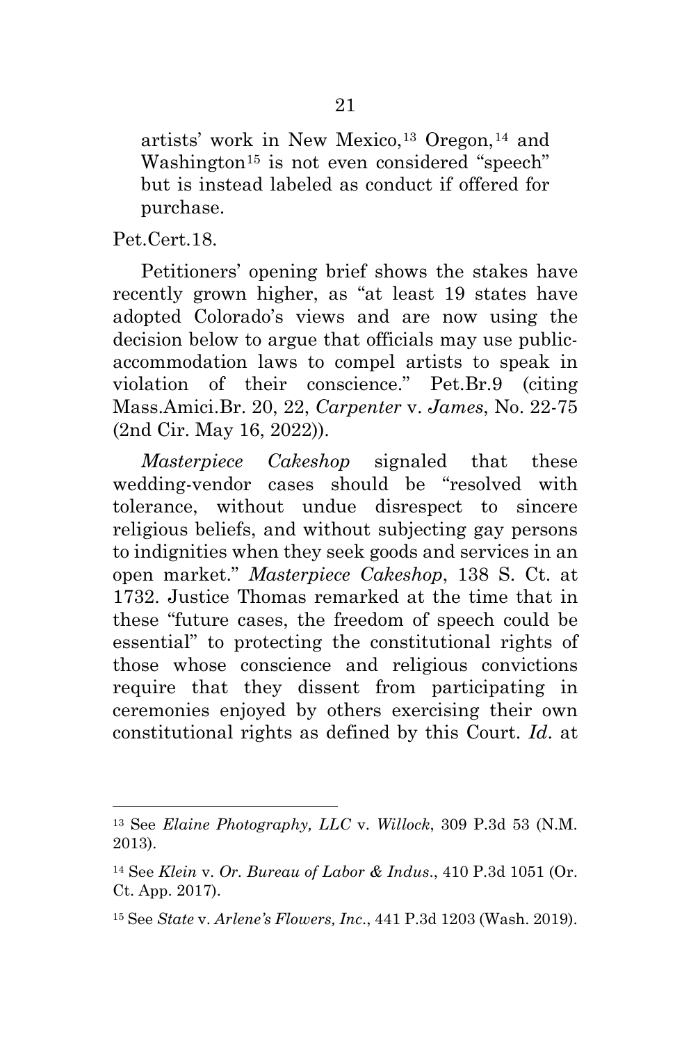> artists' work in New Mexico,[13] Oregon,[14] and Washington[15] is not even considered "speech" but is instead labeled as conduct if offered for purchase.

Pet.Cert.18.

Petitioners' opening brief shows the stakes have recently grown higher, as "at least 19 states have adopted Colorado's views and are now using the decision below to argue that officials may use public-accommodation laws to compel artists to speak in violation of their conscience." Pet.Br.9 (citing Mass.Amici.Br. 20, 22, *Carpenter* v. *James*, No. 22-75 (2nd Cir. May 16, 2022)).

*Masterpiece Cakeshop* signaled that these wedding-vendor cases should be "resolved with tolerance, without undue disrespect to sincere religious beliefs, and without subjecting gay persons to indignities when they seek goods and services in an open market." *Masterpiece Cakeshop*, 138 S. Ct. at 1732. Justice Thomas remarked at the time that in these "future cases, the freedom of speech could be essential" to protecting the constitutional rights of those whose conscience and religious convictions require that they dissent from participating in ceremonies enjoyed by others exercising their own constitutional rights as defined by this Court. *Id*. at

---

[13] See *Elaine Photography, LLC* v. *Willock*, 309 P.3d 53 (N.M. 2013).

[14] See *Klein* v. *Or. Bureau of Labor & Indus*., 410 P.3d 1051 (Or. Ct. App. 2017).

[15] See *State* v. *Arlene's Flowers, Inc*., 441 P.3d 1203 (Wash. 2019).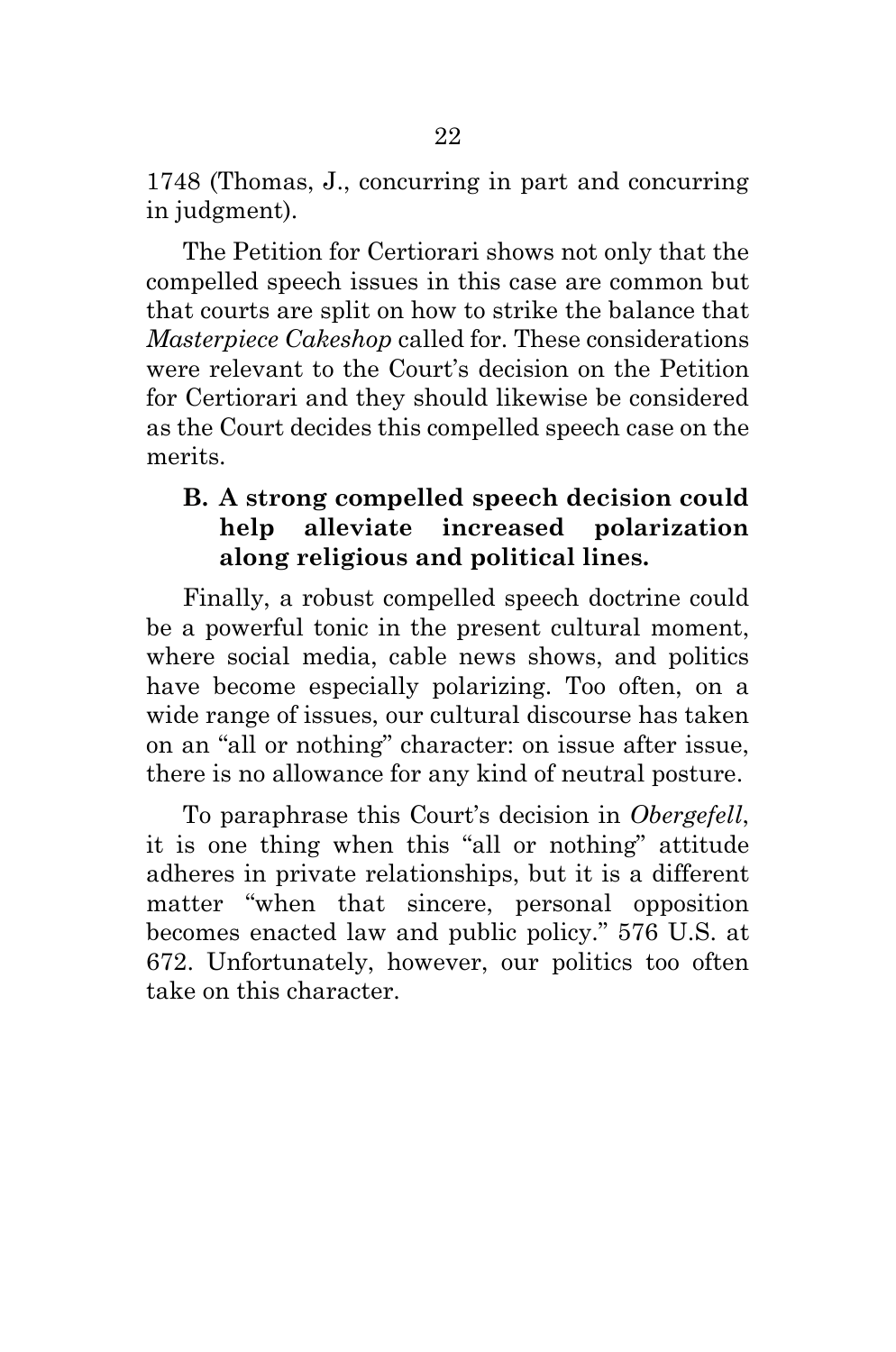1748 (Thomas, J., concurring in part and concurring in judgment).

The Petition for Certiorari shows not only that the compelled speech issues in this case are common but that courts are split on how to strike the balance that *Masterpiece Cakeshop* called for. These considerations were relevant to the Court's decision on the Petition for Certiorari and they should likewise be considered as the Court decides this compelled speech case on the merits.

### B. A strong compelled speech decision could help alleviate increased polarization along religious and political lines.

Finally, a robust compelled speech doctrine could be a powerful tonic in the present cultural moment, where social media, cable news shows, and politics have become especially polarizing. Too often, on a wide range of issues, our cultural discourse has taken on an "all or nothing" character: on issue after issue, there is no allowance for any kind of neutral posture.

To paraphrase this Court's decision in *Obergefell*, it is one thing when this "all or nothing" attitude adheres in private relationships, but it is a different matter "when that sincere, personal opposition becomes enacted law and public policy." 576 U.S. at 672. Unfortunately, however, our politics too often take on this character.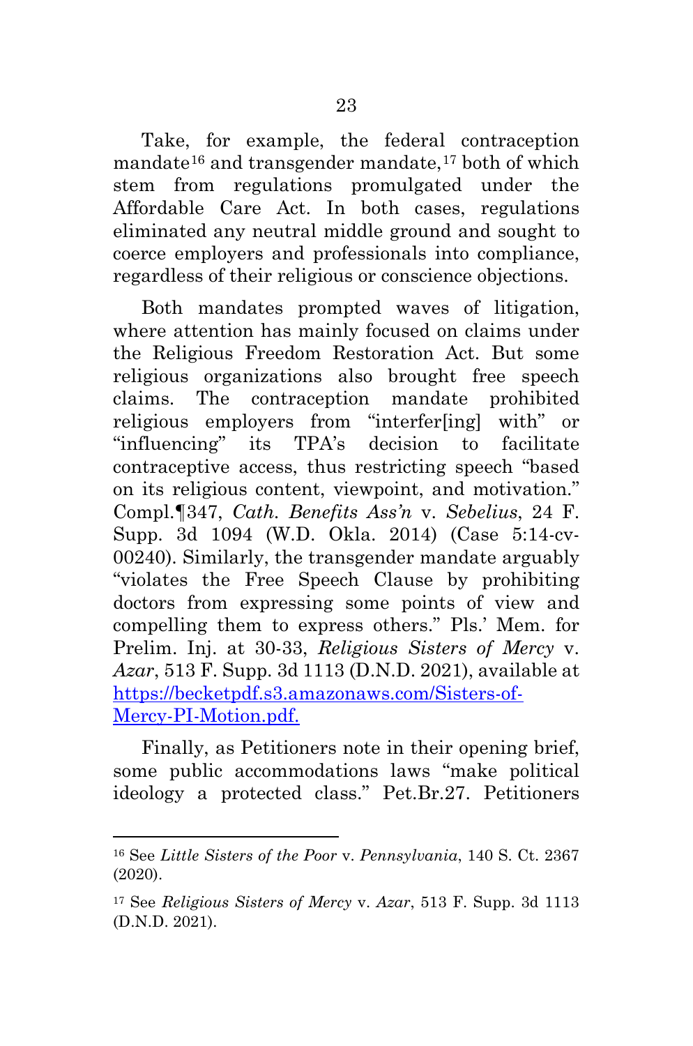Take, for example, the federal contraception mandate[16] and transgender mandate,[17] both of which stem from regulations promulgated under the Affordable Care Act. In both cases, regulations eliminated any neutral middle ground and sought to coerce employers and professionals into compliance, regardless of their religious or conscience objections.

Both mandates prompted waves of litigation, where attention has mainly focused on claims under the Religious Freedom Restoration Act. But some religious organizations also brought free speech claims. The contraception mandate prohibited religious employers from "interfer[ing] with" or "influencing" its TPA's decision to facilitate contraceptive access, thus restricting speech "based on its religious content, viewpoint, and motivation." Compl.¶347, *Cath. Benefits Ass'n* v. *Sebelius*, 24 F. Supp. 3d 1094 (W.D. Okla. 2014) (Case 5:14-cv-00240). Similarly, the transgender mandate arguably "violates the Free Speech Clause by prohibiting doctors from expressing some points of view and compelling them to express others." Pls.' Mem. for Prelim. Inj. at 30-33, *Religious Sisters of Mercy* v. *Azar*, 513 F. Supp. 3d 1113 (D.N.D. 2021), available at [https://becketpdf.s3.amazonaws.com/Sisters-of-Mercy-PI-Motion.pdf.](https://becketpdf.s3.amazonaws.com/Sisters-of-Mercy-PI-Motion.pdf)

Finally, as Petitioners note in their opening brief, some public accommodations laws "make political ideology a protected class." Pet.Br.27. Petitioners

---

[16] See *Little Sisters of the Poor* v. *Pennsylvania*, 140 S. Ct. 2367 (2020).

[17] See *Religious Sisters of Mercy* v. *Azar*, 513 F. Supp. 3d 1113 (D.N.D. 2021).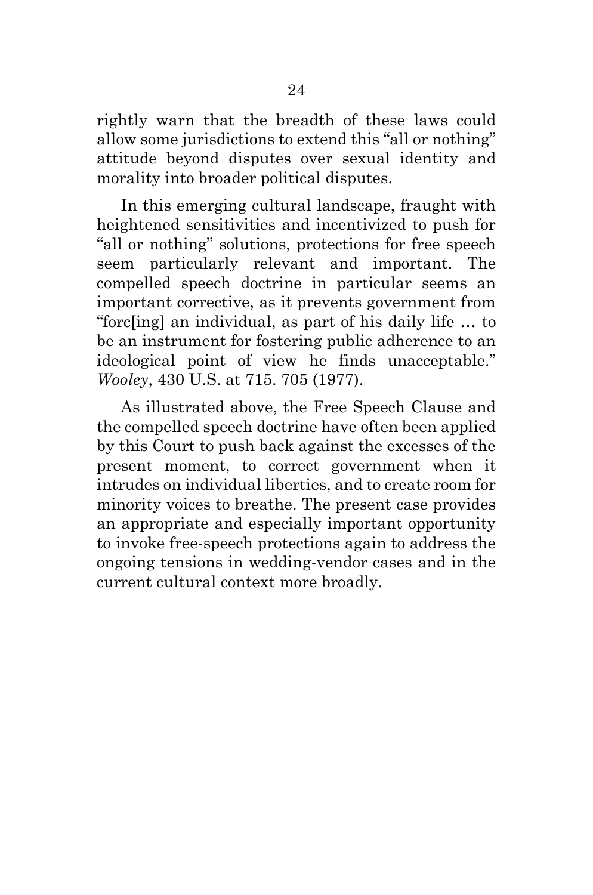rightly warn that the breadth of these laws could allow some jurisdictions to extend this "all or nothing" attitude beyond disputes over sexual identity and morality into broader political disputes.

In this emerging cultural landscape, fraught with heightened sensitivities and incentivized to push for "all or nothing" solutions, protections for free speech seem particularly relevant and important. The compelled speech doctrine in particular seems an important corrective, as it prevents government from "forc[ing] an individual, as part of his daily life … to be an instrument for fostering public adherence to an ideological point of view he finds unacceptable." *Wooley*, 430 U.S. at 715. 705 (1977).

As illustrated above, the Free Speech Clause and the compelled speech doctrine have often been applied by this Court to push back against the excesses of the present moment, to correct government when it intrudes on individual liberties, and to create room for minority voices to breathe. The present case provides an appropriate and especially important opportunity to invoke free-speech protections again to address the ongoing tensions in wedding-vendor cases and in the current cultural context more broadly.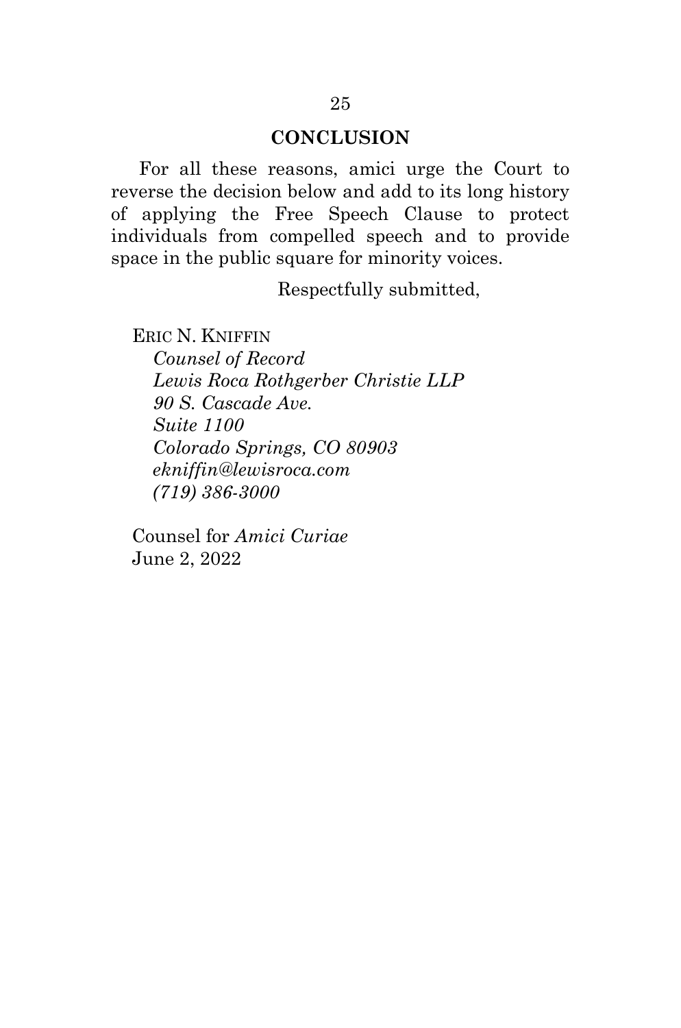## CONCLUSION

For all these reasons, amici urge the Court to reverse the decision below and add to its long history of applying the Free Speech Clause to protect individuals from compelled speech and to provide space in the public square for minority voices.

Respectfully submitted,

ERIC N. KNIFFIN
*Counsel of Record*
*Lewis Roca Rothgerber Christie LLP*
*90 S. Cascade Ave.*
*Suite 1100*
*Colorado Springs, CO 80903*
*ekniffin@lewisroca.com*
*(719) 386-3000*

Counsel for *Amici Curiae*
June 2, 2022